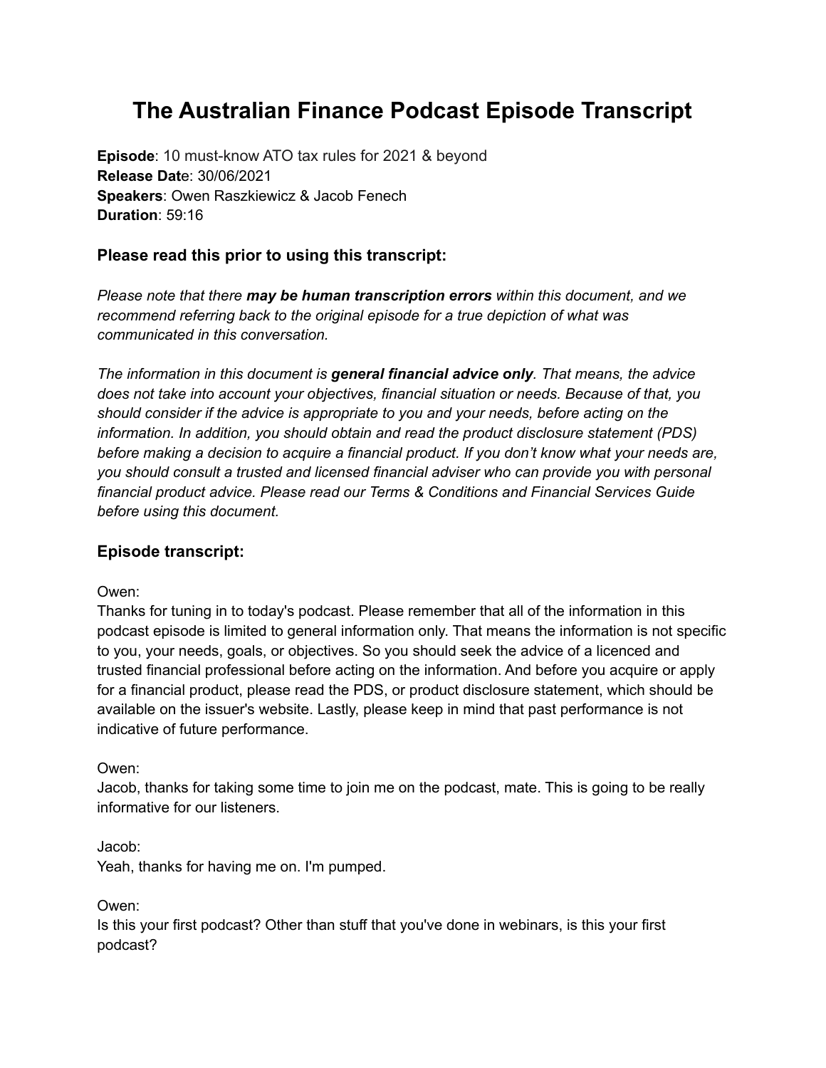# The Australian Finance Podcast Episode Transcript

**Episode**: 10 must-know ATO tax rules for 2021 & beyond
**Release Dat**e: 30/06/2021
**Speakers**: Owen Raszkiewicz & Jacob Fenech
**Duration**: 59:16

### Please read this prior to using this transcript:

*Please note that there **may be human transcription errors** within this document, and we recommend referring back to the original episode for a true depiction of what was communicated in this conversation.*

*The information in this document is **general financial advice only**. That means, the advice does not take into account your objectives, financial situation or needs. Because of that, you should consider if the advice is appropriate to you and your needs, before acting on the information. In addition, you should obtain and read the product disclosure statement (PDS) before making a decision to acquire a financial product. If you don't know what your needs are, you should consult a trusted and licensed financial adviser who can provide you with personal financial product advice. Please read our Terms & Conditions and Financial Services Guide before using this document.*

### Episode transcript:

Owen:
Thanks for tuning in to today's podcast. Please remember that all of the information in this podcast episode is limited to general information only. That means the information is not specific to you, your needs, goals, or objectives. So you should seek the advice of a licenced and trusted financial professional before acting on the information. And before you acquire or apply for a financial product, please read the PDS, or product disclosure statement, which should be available on the issuer's website. Lastly, please keep in mind that past performance is not indicative of future performance.

Owen:
Jacob, thanks for taking some time to join me on the podcast, mate. This is going to be really informative for our listeners.

Jacob:
Yeah, thanks for having me on. I'm pumped.

Owen:
Is this your first podcast? Other than stuff that you've done in webinars, is this your first podcast?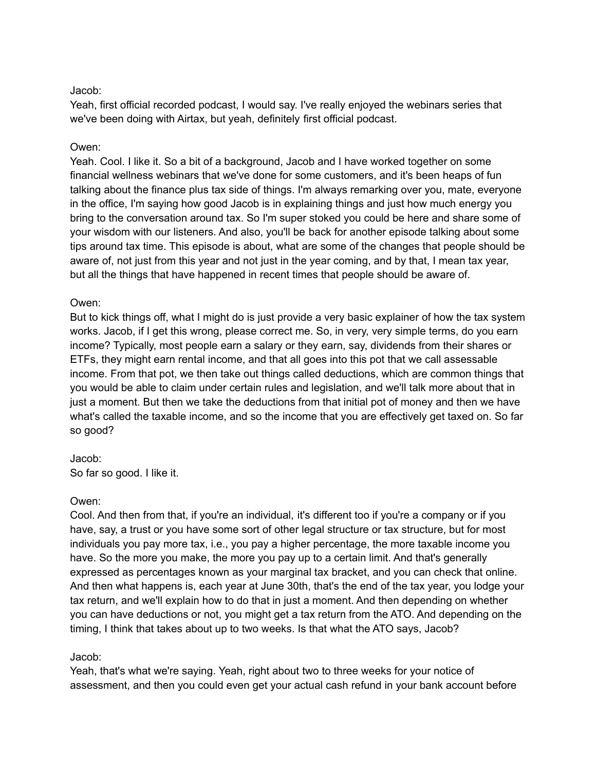Jacob:
Yeah, first official recorded podcast, I would say. I've really enjoyed the webinars series that we've been doing with Airtax, but yeah, definitely first official podcast.

Owen:
Yeah. Cool. I like it. So a bit of a background, Jacob and I have worked together on some financial wellness webinars that we've done for some customers, and it's been heaps of fun talking about the finance plus tax side of things. I'm always remarking over you, mate, everyone in the office, I'm saying how good Jacob is in explaining things and just how much energy you bring to the conversation around tax. So I'm super stoked you could be here and share some of your wisdom with our listeners. And also, you'll be back for another episode talking about some tips around tax time. This episode is about, what are some of the changes that people should be aware of, not just from this year and not just in the year coming, and by that, I mean tax year, but all the things that have happened in recent times that people should be aware of.

Owen:
But to kick things off, what I might do is just provide a very basic explainer of how the tax system works. Jacob, if I get this wrong, please correct me. So, in very, very simple terms, do you earn income? Typically, most people earn a salary or they earn, say, dividends from their shares or ETFs, they might earn rental income, and that all goes into this pot that we call assessable income. From that pot, we then take out things called deductions, which are common things that you would be able to claim under certain rules and legislation, and we'll talk more about that in just a moment. But then we take the deductions from that initial pot of money and then we have what's called the taxable income, and so the income that you are effectively get taxed on. So far so good?

Jacob:
So far so good. I like it.

Owen:
Cool. And then from that, if you're an individual, it's different too if you're a company or if you have, say, a trust or you have some sort of other legal structure or tax structure, but for most individuals you pay more tax, i.e., you pay a higher percentage, the more taxable income you have. So the more you make, the more you pay up to a certain limit. And that's generally expressed as percentages known as your marginal tax bracket, and you can check that online. And then what happens is, each year at June 30th, that's the end of the tax year, you lodge your tax return, and we'll explain how to do that in just a moment. And then depending on whether you can have deductions or not, you might get a tax return from the ATO. And depending on the timing, I think that takes about up to two weeks. Is that what the ATO says, Jacob?

Jacob:
Yeah, that's what we're saying. Yeah, right about two to three weeks for your notice of assessment, and then you could even get your actual cash refund in your bank account before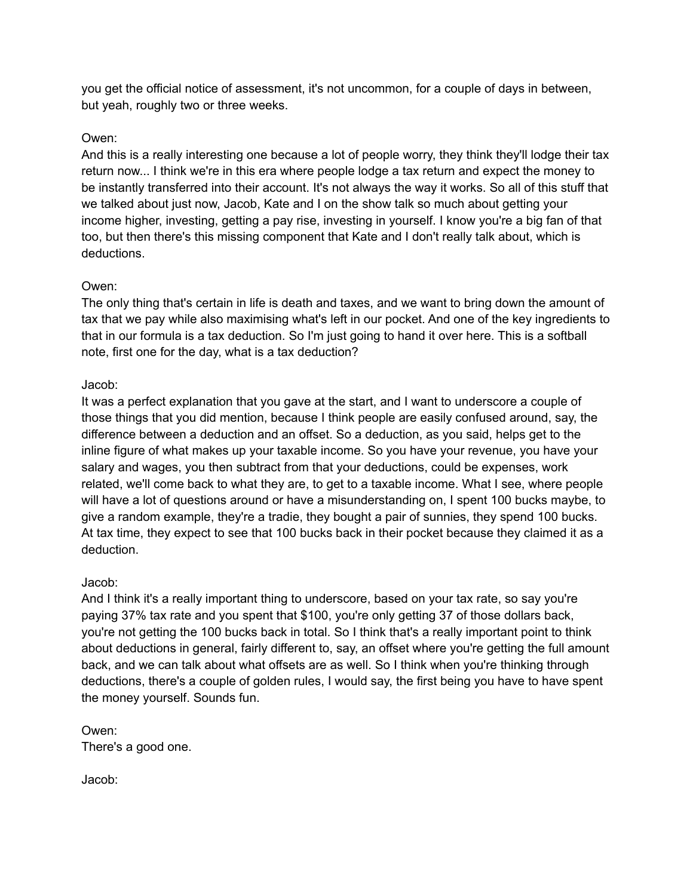you get the official notice of assessment, it's not uncommon, for a couple of days in between, but yeah, roughly two or three weeks.

Owen:
And this is a really interesting one because a lot of people worry, they think they'll lodge their tax return now... I think we're in this era where people lodge a tax return and expect the money to be instantly transferred into their account. It's not always the way it works. So all of this stuff that we talked about just now, Jacob, Kate and I on the show talk so much about getting your income higher, investing, getting a pay rise, investing in yourself. I know you're a big fan of that too, but then there's this missing component that Kate and I don't really talk about, which is deductions.

Owen:
The only thing that's certain in life is death and taxes, and we want to bring down the amount of tax that we pay while also maximising what's left in our pocket. And one of the key ingredients to that in our formula is a tax deduction. So I'm just going to hand it over here. This is a softball note, first one for the day, what is a tax deduction?

Jacob:
It was a perfect explanation that you gave at the start, and I want to underscore a couple of those things that you did mention, because I think people are easily confused around, say, the difference between a deduction and an offset. So a deduction, as you said, helps get to the inline figure of what makes up your taxable income. So you have your revenue, you have your salary and wages, you then subtract from that your deductions, could be expenses, work related, we'll come back to what they are, to get to a taxable income. What I see, where people will have a lot of questions around or have a misunderstanding on, I spent 100 bucks maybe, to give a random example, they're a tradie, they bought a pair of sunnies, they spend 100 bucks. At tax time, they expect to see that 100 bucks back in their pocket because they claimed it as a deduction.

Jacob:
And I think it's a really important thing to underscore, based on your tax rate, so say you're paying 37% tax rate and you spent that $100, you're only getting 37 of those dollars back, you're not getting the 100 bucks back in total. So I think that's a really important point to think about deductions in general, fairly different to, say, an offset where you're getting the full amount back, and we can talk about what offsets are as well. So I think when you're thinking through deductions, there's a couple of golden rules, I would say, the first being you have to have spent the money yourself. Sounds fun.

Owen:
There's a good one.

Jacob: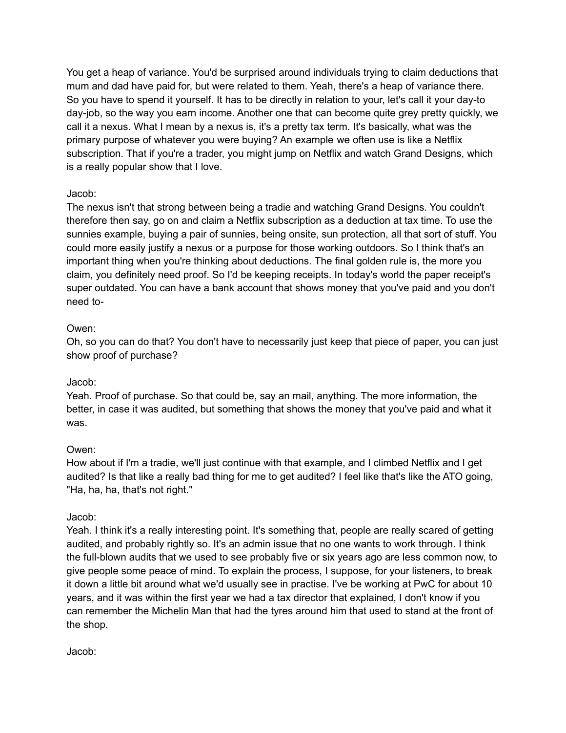You get a heap of variance. You'd be surprised around individuals trying to claim deductions that mum and dad have paid for, but were related to them. Yeah, there's a heap of variance there. So you have to spend it yourself. It has to be directly in relation to your, let's call it your day-to day-job, so the way you earn income. Another one that can become quite grey pretty quickly, we call it a nexus. What I mean by a nexus is, it's a pretty tax term. It's basically, what was the primary purpose of whatever you were buying? An example we often use is like a Netflix subscription. That if you're a trader, you might jump on Netflix and watch Grand Designs, which is a really popular show that I love.

Jacob:
The nexus isn't that strong between being a tradie and watching Grand Designs. You couldn't therefore then say, go on and claim a Netflix subscription as a deduction at tax time. To use the sunnies example, buying a pair of sunnies, being onsite, sun protection, all that sort of stuff. You could more easily justify a nexus or a purpose for those working outdoors. So I think that's an important thing when you're thinking about deductions. The final golden rule is, the more you claim, you definitely need proof. So I'd be keeping receipts. In today's world the paper receipt's super outdated. You can have a bank account that shows money that you've paid and you don't need to-

Owen:
Oh, so you can do that? You don't have to necessarily just keep that piece of paper, you can just show proof of purchase?

Jacob:
Yeah. Proof of purchase. So that could be, say an mail, anything. The more information, the better, in case it was audited, but something that shows the money that you've paid and what it was.

Owen:
How about if I'm a tradie, we'll just continue with that example, and I climbed Netflix and I get audited? Is that like a really bad thing for me to get audited? I feel like that's like the ATO going, "Ha, ha, ha, that's not right."

Jacob:
Yeah. I think it's a really interesting point. It's something that, people are really scared of getting audited, and probably rightly so. It's an admin issue that no one wants to work through. I think the full-blown audits that we used to see probably five or six years ago are less common now, to give people some peace of mind. To explain the process, I suppose, for your listeners, to break it down a little bit around what we'd usually see in practise. I've be working at PwC for about 10 years, and it was within the first year we had a tax director that explained, I don't know if you can remember the Michelin Man that had the tyres around him that used to stand at the front of the shop.

Jacob: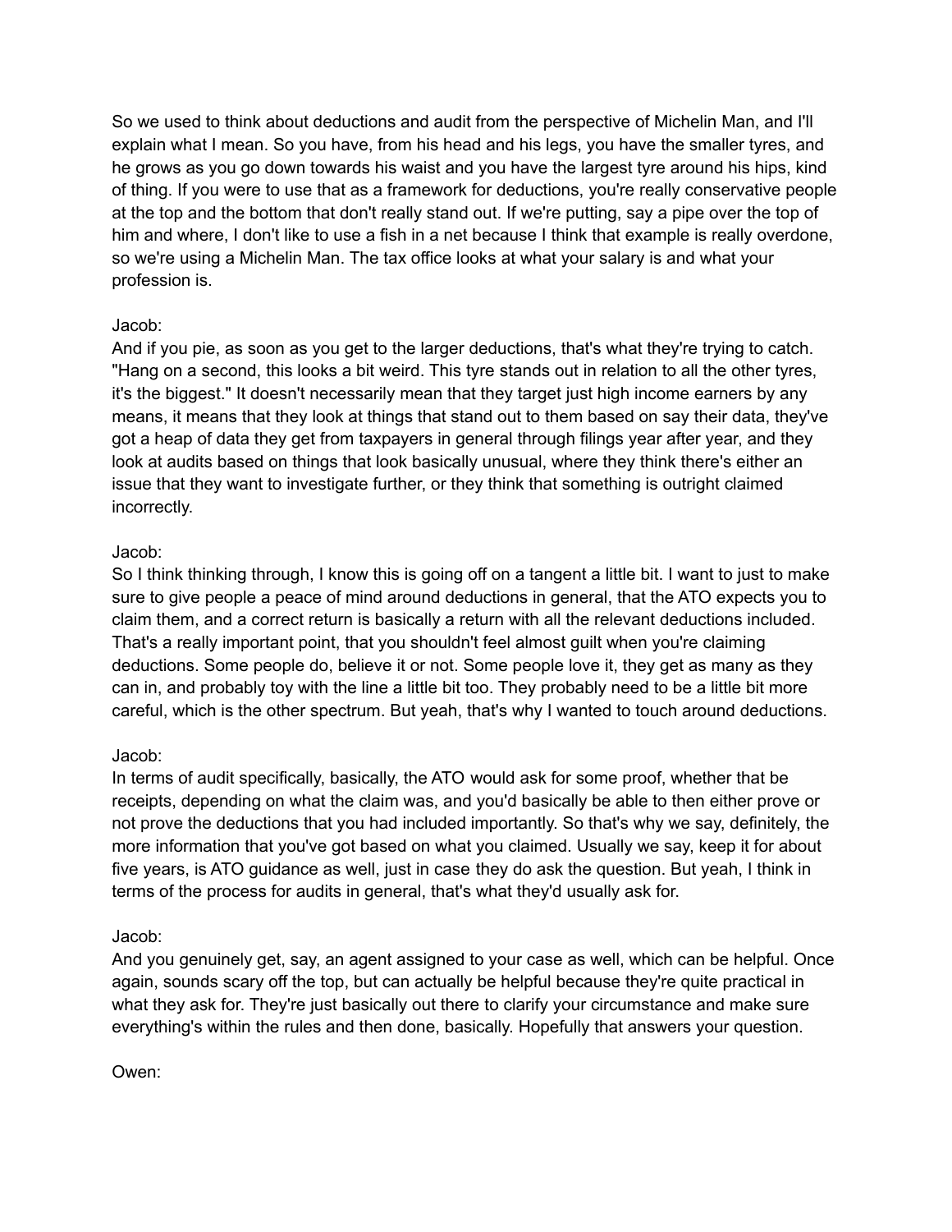So we used to think about deductions and audit from the perspective of Michelin Man, and I'll explain what I mean. So you have, from his head and his legs, you have the smaller tyres, and he grows as you go down towards his waist and you have the largest tyre around his hips, kind of thing. If you were to use that as a framework for deductions, you're really conservative people at the top and the bottom that don't really stand out. If we're putting, say a pipe over the top of him and where, I don't like to use a fish in a net because I think that example is really overdone, so we're using a Michelin Man. The tax office looks at what your salary is and what your profession is.

Jacob:
And if you pie, as soon as you get to the larger deductions, that's what they're trying to catch. "Hang on a second, this looks a bit weird. This tyre stands out in relation to all the other tyres, it's the biggest." It doesn't necessarily mean that they target just high income earners by any means, it means that they look at things that stand out to them based on say their data, they've got a heap of data they get from taxpayers in general through filings year after year, and they look at audits based on things that look basically unusual, where they think there's either an issue that they want to investigate further, or they think that something is outright claimed incorrectly.

Jacob:
So I think thinking through, I know this is going off on a tangent a little bit. I want to just to make sure to give people a peace of mind around deductions in general, that the ATO expects you to claim them, and a correct return is basically a return with all the relevant deductions included. That's a really important point, that you shouldn't feel almost guilt when you're claiming deductions. Some people do, believe it or not. Some people love it, they get as many as they can in, and probably toy with the line a little bit too. They probably need to be a little bit more careful, which is the other spectrum. But yeah, that's why I wanted to touch around deductions.

Jacob:
In terms of audit specifically, basically, the ATO would ask for some proof, whether that be receipts, depending on what the claim was, and you'd basically be able to then either prove or not prove the deductions that you had included importantly. So that's why we say, definitely, the more information that you've got based on what you claimed. Usually we say, keep it for about five years, is ATO guidance as well, just in case they do ask the question. But yeah, I think in terms of the process for audits in general, that's what they'd usually ask for.

Jacob:
And you genuinely get, say, an agent assigned to your case as well, which can be helpful. Once again, sounds scary off the top, but can actually be helpful because they're quite practical in what they ask for. They're just basically out there to clarify your circumstance and make sure everything's within the rules and then done, basically. Hopefully that answers your question.

Owen: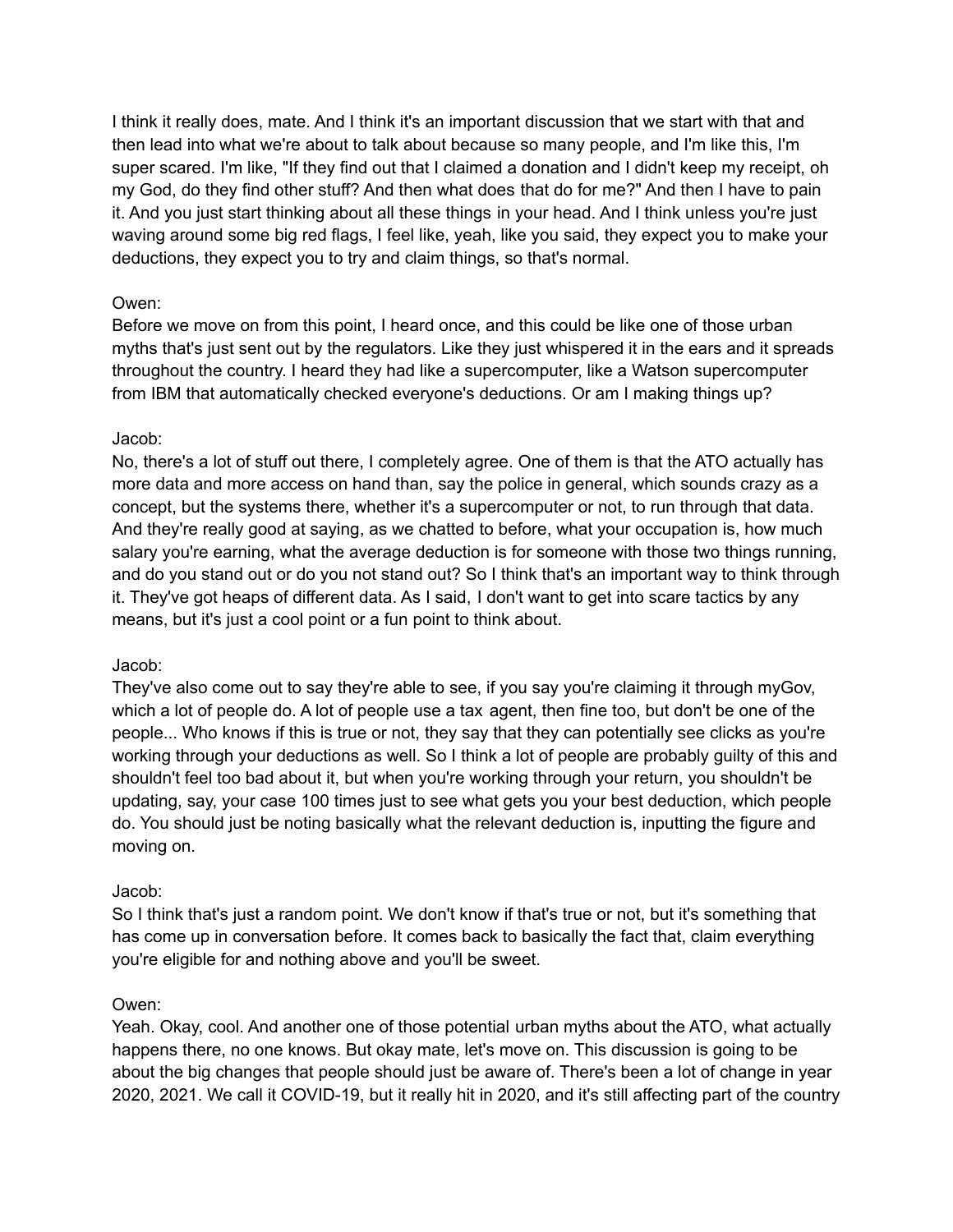I think it really does, mate. And I think it's an important discussion that we start with that and then lead into what we're about to talk about because so many people, and I'm like this, I'm super scared. I'm like, "If they find out that I claimed a donation and I didn't keep my receipt, oh my God, do they find other stuff? And then what does that do for me?" And then I have to pain it. And you just start thinking about all these things in your head. And I think unless you're just waving around some big red flags, I feel like, yeah, like you said, they expect you to make your deductions, they expect you to try and claim things, so that's normal.

Owen:
Before we move on from this point, I heard once, and this could be like one of those urban myths that's just sent out by the regulators. Like they just whispered it in the ears and it spreads throughout the country. I heard they had like a supercomputer, like a Watson supercomputer from IBM that automatically checked everyone's deductions. Or am I making things up?

Jacob:
No, there's a lot of stuff out there, I completely agree. One of them is that the ATO actually has more data and more access on hand than, say the police in general, which sounds crazy as a concept, but the systems there, whether it's a supercomputer or not, to run through that data. And they're really good at saying, as we chatted to before, what your occupation is, how much salary you're earning, what the average deduction is for someone with those two things running, and do you stand out or do you not stand out? So I think that's an important way to think through it. They've got heaps of different data. As I said, I don't want to get into scare tactics by any means, but it's just a cool point or a fun point to think about.

Jacob:
They've also come out to say they're able to see, if you say you're claiming it through myGov, which a lot of people do. A lot of people use a tax agent, then fine too, but don't be one of the people... Who knows if this is true or not, they say that they can potentially see clicks as you're working through your deductions as well. So I think a lot of people are probably guilty of this and shouldn't feel too bad about it, but when you're working through your return, you shouldn't be updating, say, your case 100 times just to see what gets you your best deduction, which people do. You should just be noting basically what the relevant deduction is, inputting the figure and moving on.

Jacob:
So I think that's just a random point. We don't know if that's true or not, but it's something that has come up in conversation before. It comes back to basically the fact that, claim everything you're eligible for and nothing above and you'll be sweet.

Owen:
Yeah. Okay, cool. And another one of those potential urban myths about the ATO, what actually happens there, no one knows. But okay mate, let's move on. This discussion is going to be about the big changes that people should just be aware of. There's been a lot of change in year 2020, 2021. We call it COVID-19, but it really hit in 2020, and it's still affecting part of the country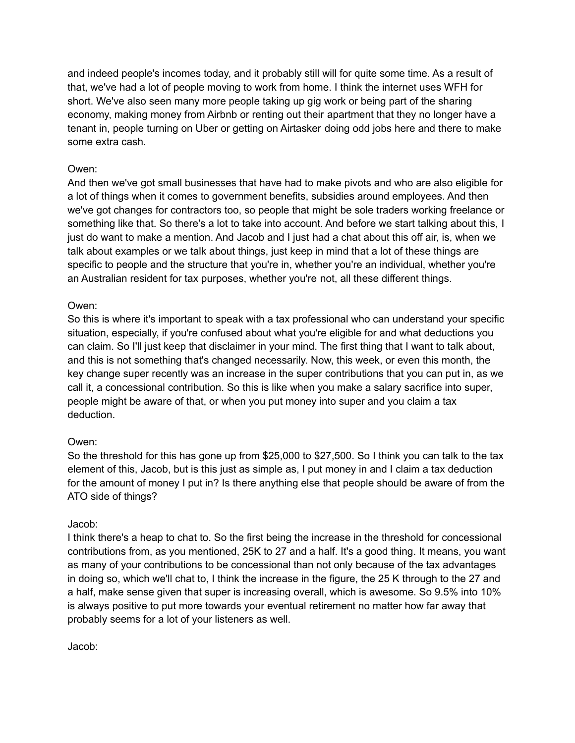and indeed people's incomes today, and it probably still will for quite some time. As a result of that, we've had a lot of people moving to work from home. I think the internet uses WFH for short. We've also seen many more people taking up gig work or being part of the sharing economy, making money from Airbnb or renting out their apartment that they no longer have a tenant in, people turning on Uber or getting on Airtasker doing odd jobs here and there to make some extra cash.

Owen:
And then we've got small businesses that have had to make pivots and who are also eligible for a lot of things when it comes to government benefits, subsidies around employees. And then we've got changes for contractors too, so people that might be sole traders working freelance or something like that. So there's a lot to take into account. And before we start talking about this, I just do want to make a mention. And Jacob and I just had a chat about this off air, is, when we talk about examples or we talk about things, just keep in mind that a lot of these things are specific to people and the structure that you're in, whether you're an individual, whether you're an Australian resident for tax purposes, whether you're not, all these different things.

Owen:
So this is where it's important to speak with a tax professional who can understand your specific situation, especially, if you're confused about what you're eligible for and what deductions you can claim. So I'll just keep that disclaimer in your mind. The first thing that I want to talk about, and this is not something that's changed necessarily. Now, this week, or even this month, the key change super recently was an increase in the super contributions that you can put in, as we call it, a concessional contribution. So this is like when you make a salary sacrifice into super, people might be aware of that, or when you put money into super and you claim a tax deduction.

Owen:
So the threshold for this has gone up from $25,000 to $27,500. So I think you can talk to the tax element of this, Jacob, but is this just as simple as, I put money in and I claim a tax deduction for the amount of money I put in? Is there anything else that people should be aware of from the ATO side of things?

Jacob:
I think there's a heap to chat to. So the first being the increase in the threshold for concessional contributions from, as you mentioned, 25K to 27 and a half. It's a good thing. It means, you want as many of your contributions to be concessional than not only because of the tax advantages in doing so, which we'll chat to, I think the increase in the figure, the 25 K through to the 27 and a half, make sense given that super is increasing overall, which is awesome. So 9.5% into 10% is always positive to put more towards your eventual retirement no matter how far away that probably seems for a lot of your listeners as well.

Jacob: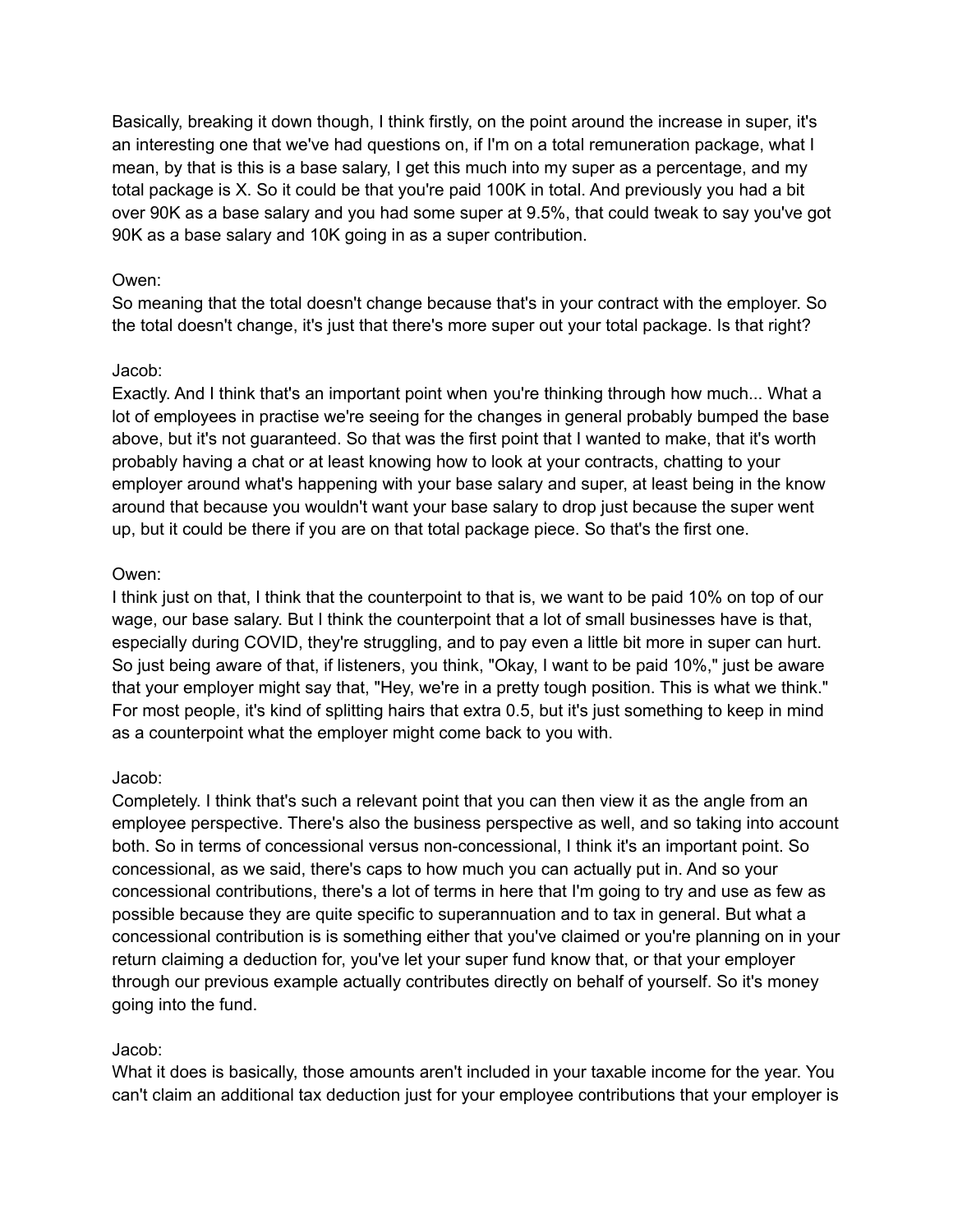Basically, breaking it down though, I think firstly, on the point around the increase in super, it's an interesting one that we've had questions on, if I'm on a total remuneration package, what I mean, by that is this is a base salary, I get this much into my super as a percentage, and my total package is X. So it could be that you're paid 100K in total. And previously you had a bit over 90K as a base salary and you had some super at 9.5%, that could tweak to say you've got 90K as a base salary and 10K going in as a super contribution.

Owen:
So meaning that the total doesn't change because that's in your contract with the employer. So the total doesn't change, it's just that there's more super out your total package. Is that right?

Jacob:
Exactly. And I think that's an important point when you're thinking through how much... What a lot of employees in practise we're seeing for the changes in general probably bumped the base above, but it's not guaranteed. So that was the first point that I wanted to make, that it's worth probably having a chat or at least knowing how to look at your contracts, chatting to your employer around what's happening with your base salary and super, at least being in the know around that because you wouldn't want your base salary to drop just because the super went up, but it could be there if you are on that total package piece. So that's the first one.

Owen:
I think just on that, I think that the counterpoint to that is, we want to be paid 10% on top of our wage, our base salary. But I think the counterpoint that a lot of small businesses have is that, especially during COVID, they're struggling, and to pay even a little bit more in super can hurt. So just being aware of that, if listeners, you think, "Okay, I want to be paid 10%," just be aware that your employer might say that, "Hey, we're in a pretty tough position. This is what we think." For most people, it's kind of splitting hairs that extra 0.5, but it's just something to keep in mind as a counterpoint what the employer might come back to you with.

Jacob:
Completely. I think that's such a relevant point that you can then view it as the angle from an employee perspective. There's also the business perspective as well, and so taking into account both. So in terms of concessional versus non-concessional, I think it's an important point. So concessional, as we said, there's caps to how much you can actually put in. And so your concessional contributions, there's a lot of terms in here that I'm going to try and use as few as possible because they are quite specific to superannuation and to tax in general. But what a concessional contribution is is something either that you've claimed or you're planning on in your return claiming a deduction for, you've let your super fund know that, or that your employer through our previous example actually contributes directly on behalf of yourself. So it's money going into the fund.

Jacob:
What it does is basically, those amounts aren't included in your taxable income for the year. You can't claim an additional tax deduction just for your employee contributions that your employer is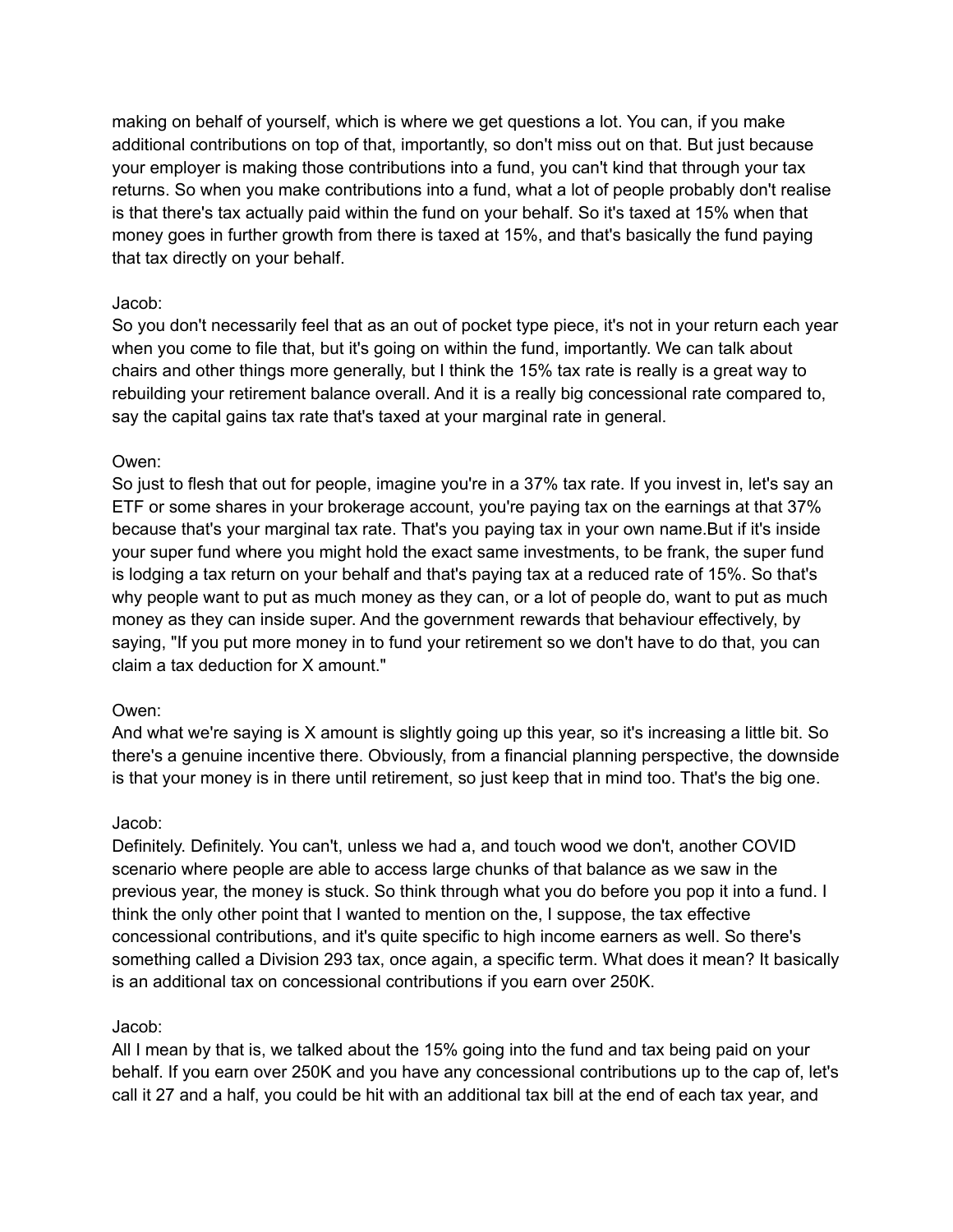making on behalf of yourself, which is where we get questions a lot. You can, if you make additional contributions on top of that, importantly, so don't miss out on that. But just because your employer is making those contributions into a fund, you can't kind that through your tax returns. So when you make contributions into a fund, what a lot of people probably don't realise is that there's tax actually paid within the fund on your behalf. So it's taxed at 15% when that money goes in further growth from there is taxed at 15%, and that's basically the fund paying that tax directly on your behalf.

Jacob:
So you don't necessarily feel that as an out of pocket type piece, it's not in your return each year when you come to file that, but it's going on within the fund, importantly. We can talk about chairs and other things more generally, but I think the 15% tax rate is really is a great way to rebuilding your retirement balance overall. And it is a really big concessional rate compared to, say the capital gains tax rate that's taxed at your marginal rate in general.

Owen:
So just to flesh that out for people, imagine you're in a 37% tax rate. If you invest in, let's say an ETF or some shares in your brokerage account, you're paying tax on the earnings at that 37% because that's your marginal tax rate. That's you paying tax in your own name.But if it's inside your super fund where you might hold the exact same investments, to be frank, the super fund is lodging a tax return on your behalf and that's paying tax at a reduced rate of 15%. So that's why people want to put as much money as they can, or a lot of people do, want to put as much money as they can inside super. And the government rewards that behaviour effectively, by saying, "If you put more money in to fund your retirement so we don't have to do that, you can claim a tax deduction for X amount."

Owen:
And what we're saying is X amount is slightly going up this year, so it's increasing a little bit. So there's a genuine incentive there. Obviously, from a financial planning perspective, the downside is that your money is in there until retirement, so just keep that in mind too. That's the big one.

Jacob:
Definitely. Definitely. You can't, unless we had a, and touch wood we don't, another COVID scenario where people are able to access large chunks of that balance as we saw in the previous year, the money is stuck. So think through what you do before you pop it into a fund. I think the only other point that I wanted to mention on the, I suppose, the tax effective concessional contributions, and it's quite specific to high income earners as well. So there's something called a Division 293 tax, once again, a specific term. What does it mean? It basically is an additional tax on concessional contributions if you earn over 250K.

Jacob:
All I mean by that is, we talked about the 15% going into the fund and tax being paid on your behalf. If you earn over 250K and you have any concessional contributions up to the cap of, let's call it 27 and a half, you could be hit with an additional tax bill at the end of each tax year, and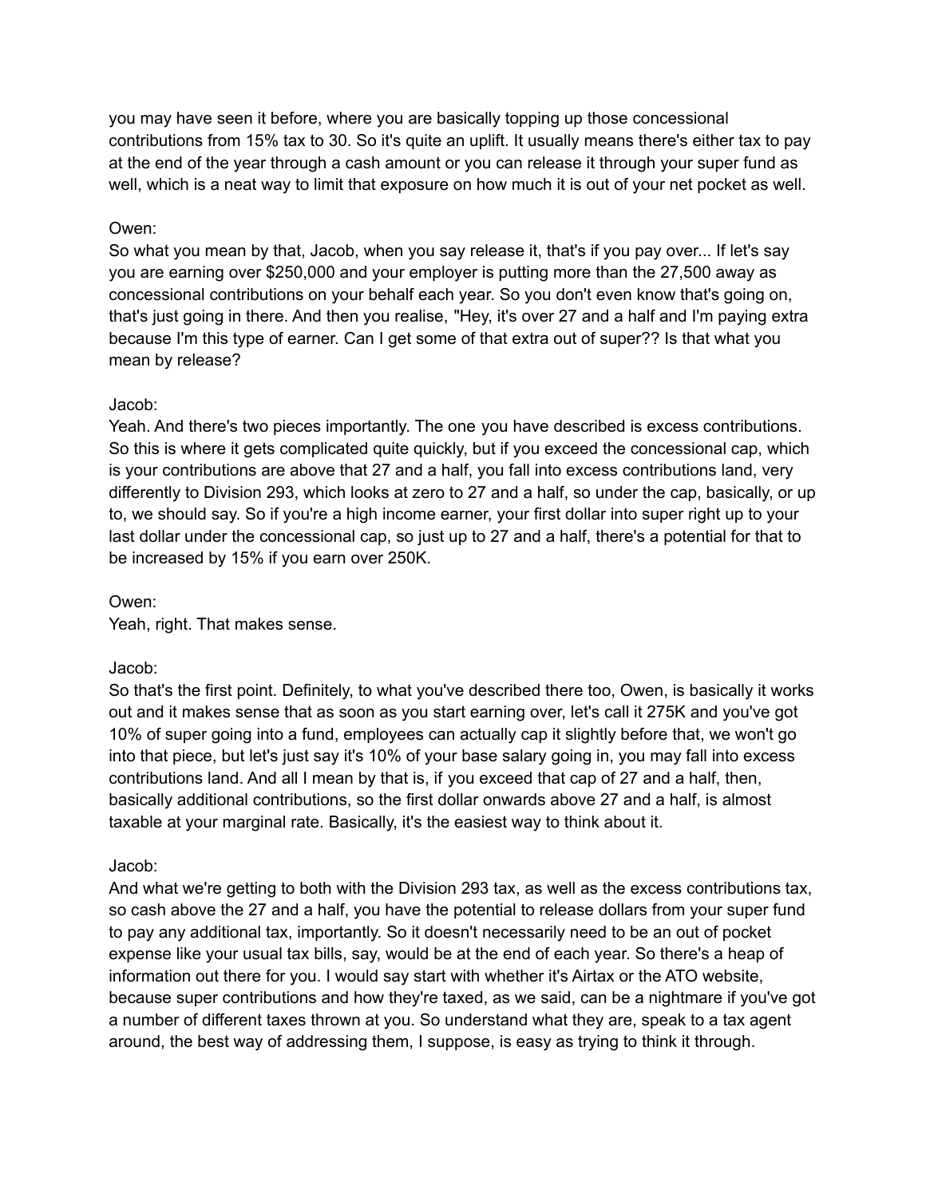you may have seen it before, where you are basically topping up those concessional contributions from 15% tax to 30. So it's quite an uplift. It usually means there's either tax to pay at the end of the year through a cash amount or you can release it through your super fund as well, which is a neat way to limit that exposure on how much it is out of your net pocket as well.

Owen:
So what you mean by that, Jacob, when you say release it, that's if you pay over... If let's say you are earning over $250,000 and your employer is putting more than the 27,500 away as concessional contributions on your behalf each year. So you don't even know that's going on, that's just going in there. And then you realise, "Hey, it's over 27 and a half and I'm paying extra because I'm this type of earner. Can I get some of that extra out of super?? Is that what you mean by release?

Jacob:
Yeah. And there's two pieces importantly. The one you have described is excess contributions. So this is where it gets complicated quite quickly, but if you exceed the concessional cap, which is your contributions are above that 27 and a half, you fall into excess contributions land, very differently to Division 293, which looks at zero to 27 and a half, so under the cap, basically, or up to, we should say. So if you're a high income earner, your first dollar into super right up to your last dollar under the concessional cap, so just up to 27 and a half, there's a potential for that to be increased by 15% if you earn over 250K.

Owen:
Yeah, right. That makes sense.

Jacob:
So that's the first point. Definitely, to what you've described there too, Owen, is basically it works out and it makes sense that as soon as you start earning over, let's call it 275K and you've got 10% of super going into a fund, employees can actually cap it slightly before that, we won't go into that piece, but let's just say it's 10% of your base salary going in, you may fall into excess contributions land. And all I mean by that is, if you exceed that cap of 27 and a half, then, basically additional contributions, so the first dollar onwards above 27 and a half, is almost taxable at your marginal rate. Basically, it's the easiest way to think about it.

Jacob:
And what we're getting to both with the Division 293 tax, as well as the excess contributions tax, so cash above the 27 and a half, you have the potential to release dollars from your super fund to pay any additional tax, importantly. So it doesn't necessarily need to be an out of pocket expense like your usual tax bills, say, would be at the end of each year. So there's a heap of information out there for you. I would say start with whether it's Airtax or the ATO website, because super contributions and how they're taxed, as we said, can be a nightmare if you've got a number of different taxes thrown at you. So understand what they are, speak to a tax agent around, the best way of addressing them, I suppose, is easy as trying to think it through.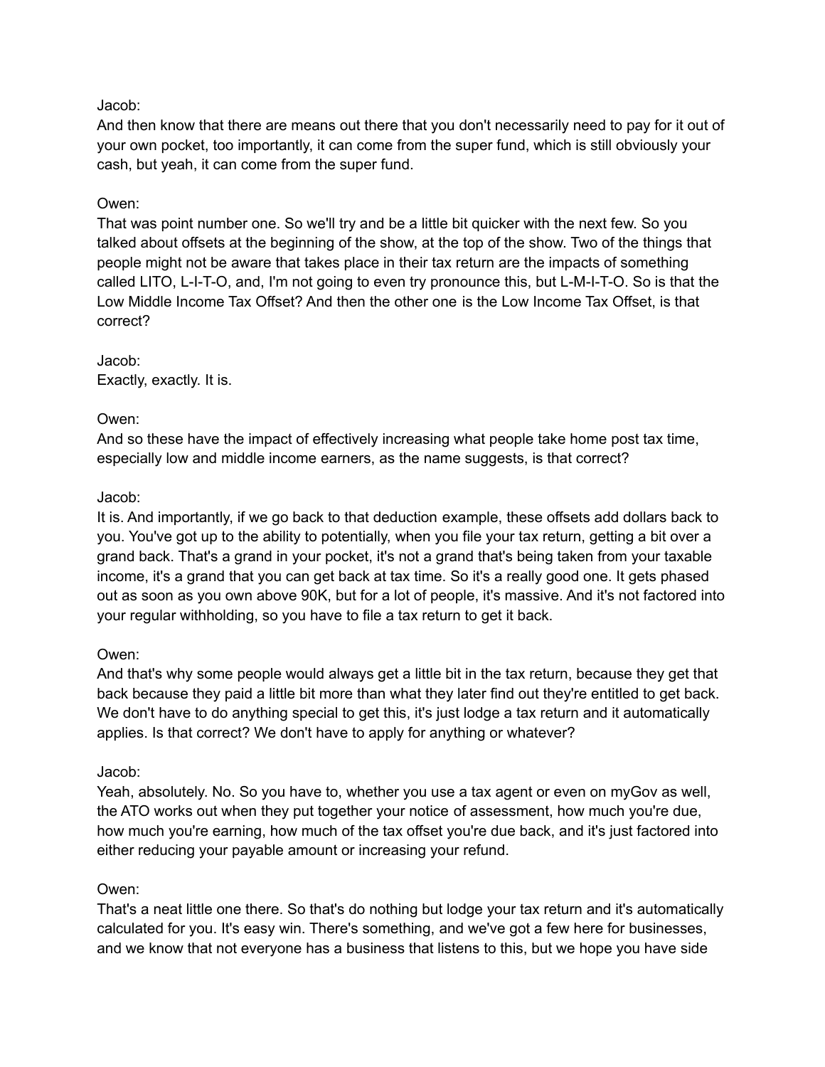Jacob:
And then know that there are means out there that you don't necessarily need to pay for it out of your own pocket, too importantly, it can come from the super fund, which is still obviously your cash, but yeah, it can come from the super fund.

Owen:
That was point number one. So we'll try and be a little bit quicker with the next few. So you talked about offsets at the beginning of the show, at the top of the show. Two of the things that people might not be aware that takes place in their tax return are the impacts of something called LITO, L-I-T-O, and, I'm not going to even try pronounce this, but L-M-I-T-O. So is that the Low Middle Income Tax Offset? And then the other one is the Low Income Tax Offset, is that correct?

Jacob:
Exactly, exactly. It is.

Owen:
And so these have the impact of effectively increasing what people take home post tax time, especially low and middle income earners, as the name suggests, is that correct?

Jacob:
It is. And importantly, if we go back to that deduction example, these offsets add dollars back to you. You've got up to the ability to potentially, when you file your tax return, getting a bit over a grand back. That's a grand in your pocket, it's not a grand that's being taken from your taxable income, it's a grand that you can get back at tax time. So it's a really good one. It gets phased out as soon as you own above 90K, but for a lot of people, it's massive. And it's not factored into your regular withholding, so you have to file a tax return to get it back.

Owen:
And that's why some people would always get a little bit in the tax return, because they get that back because they paid a little bit more than what they later find out they're entitled to get back. We don't have to do anything special to get this, it's just lodge a tax return and it automatically applies. Is that correct? We don't have to apply for anything or whatever?

Jacob:
Yeah, absolutely. No. So you have to, whether you use a tax agent or even on myGov as well, the ATO works out when they put together your notice of assessment, how much you're due, how much you're earning, how much of the tax offset you're due back, and it's just factored into either reducing your payable amount or increasing your refund.

Owen:
That's a neat little one there. So that's do nothing but lodge your tax return and it's automatically calculated for you. It's easy win. There's something, and we've got a few here for businesses, and we know that not everyone has a business that listens to this, but we hope you have side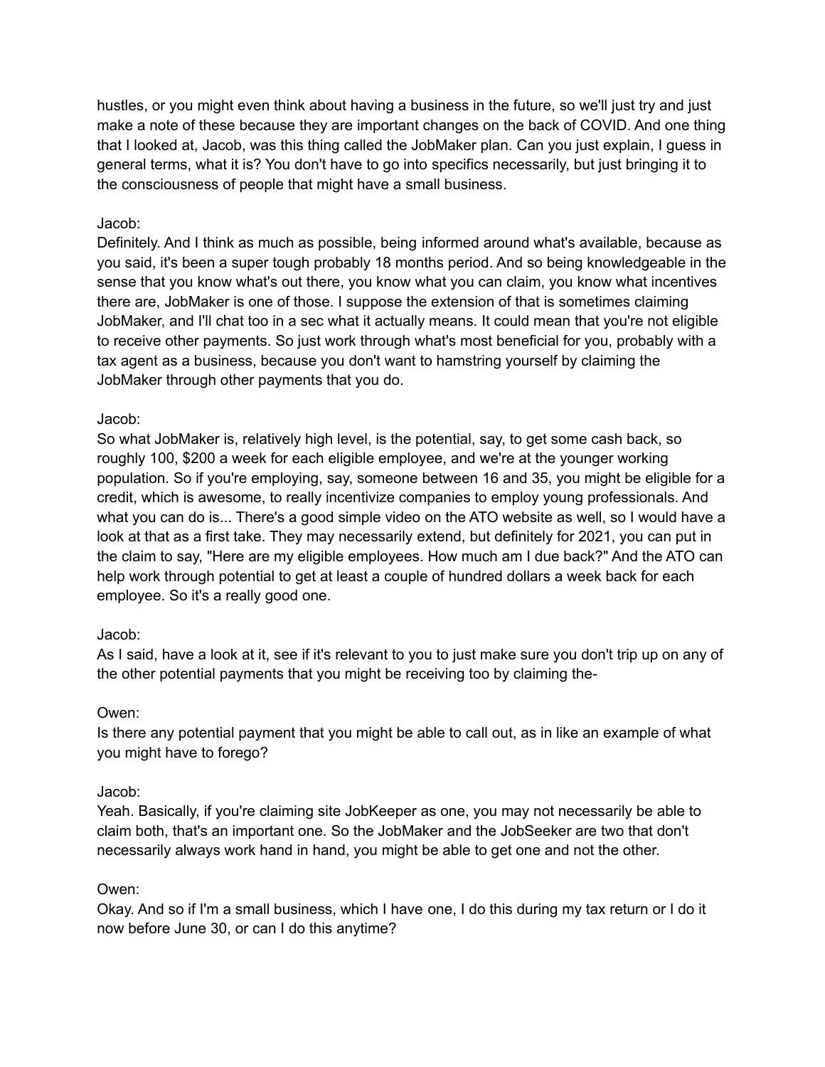hustles, or you might even think about having a business in the future, so we'll just try and just make a note of these because they are important changes on the back of COVID. And one thing that I looked at, Jacob, was this thing called the JobMaker plan. Can you just explain, I guess in general terms, what it is? You don't have to go into specifics necessarily, but just bringing it to the consciousness of people that might have a small business.

Jacob:
Definitely. And I think as much as possible, being informed around what's available, because as you said, it's been a super tough probably 18 months period. And so being knowledgeable in the sense that you know what's out there, you know what you can claim, you know what incentives there are, JobMaker is one of those. I suppose the extension of that is sometimes claiming JobMaker, and I'll chat too in a sec what it actually means. It could mean that you're not eligible to receive other payments. So just work through what's most beneficial for you, probably with a tax agent as a business, because you don't want to hamstring yourself by claiming the JobMaker through other payments that you do.

Jacob:
So what JobMaker is, relatively high level, is the potential, say, to get some cash back, so roughly 100, $200 a week for each eligible employee, and we're at the younger working population. So if you're employing, say, someone between 16 and 35, you might be eligible for a credit, which is awesome, to really incentivize companies to employ young professionals. And what you can do is... There's a good simple video on the ATO website as well, so I would have a look at that as a first take. They may necessarily extend, but definitely for 2021, you can put in the claim to say, "Here are my eligible employees. How much am I due back?" And the ATO can help work through potential to get at least a couple of hundred dollars a week back for each employee. So it's a really good one.

Jacob:
As I said, have a look at it, see if it's relevant to you to just make sure you don't trip up on any of the other potential payments that you might be receiving too by claiming the-

Owen:
Is there any potential payment that you might be able to call out, as in like an example of what you might have to forego?

Jacob:
Yeah. Basically, if you're claiming site JobKeeper as one, you may not necessarily be able to claim both, that's an important one. So the JobMaker and the JobSeeker are two that don't necessarily always work hand in hand, you might be able to get one and not the other.

Owen:
Okay. And so if I'm a small business, which I have one, I do this during my tax return or I do it now before June 30, or can I do this anytime?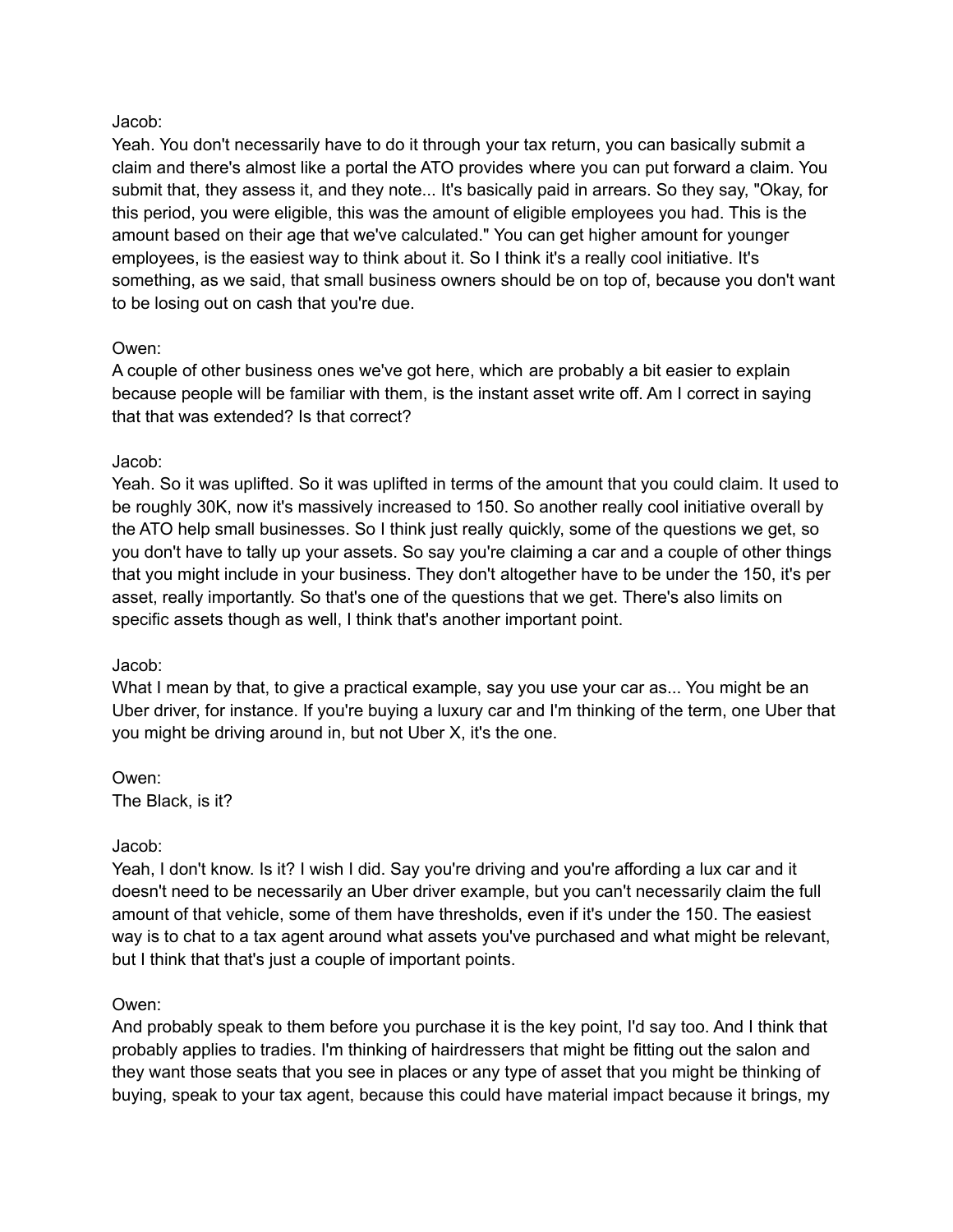Jacob:
Yeah. You don't necessarily have to do it through your tax return, you can basically submit a claim and there's almost like a portal the ATO provides where you can put forward a claim. You submit that, they assess it, and they note... It's basically paid in arrears. So they say, "Okay, for this period, you were eligible, this was the amount of eligible employees you had. This is the amount based on their age that we've calculated." You can get higher amount for younger employees, is the easiest way to think about it. So I think it's a really cool initiative. It's something, as we said, that small business owners should be on top of, because you don't want to be losing out on cash that you're due.

Owen:
A couple of other business ones we've got here, which are probably a bit easier to explain because people will be familiar with them, is the instant asset write off. Am I correct in saying that that was extended? Is that correct?

Jacob:
Yeah. So it was uplifted. So it was uplifted in terms of the amount that you could claim. It used to be roughly 30K, now it's massively increased to 150. So another really cool initiative overall by the ATO help small businesses. So I think just really quickly, some of the questions we get, so you don't have to tally up your assets. So say you're claiming a car and a couple of other things that you might include in your business. They don't altogether have to be under the 150, it's per asset, really importantly. So that's one of the questions that we get. There's also limits on specific assets though as well, I think that's another important point.

Jacob:
What I mean by that, to give a practical example, say you use your car as... You might be an Uber driver, for instance. If you're buying a luxury car and I'm thinking of the term, one Uber that you might be driving around in, but not Uber X, it's the one.

Owen:
The Black, is it?

Jacob:
Yeah, I don't know. Is it? I wish I did. Say you're driving and you're affording a lux car and it doesn't need to be necessarily an Uber driver example, but you can't necessarily claim the full amount of that vehicle, some of them have thresholds, even if it's under the 150. The easiest way is to chat to a tax agent around what assets you've purchased and what might be relevant, but I think that that's just a couple of important points.

Owen:
And probably speak to them before you purchase it is the key point, I'd say too. And I think that probably applies to tradies. I'm thinking of hairdressers that might be fitting out the salon and they want those seats that you see in places or any type of asset that you might be thinking of buying, speak to your tax agent, because this could have material impact because it brings, my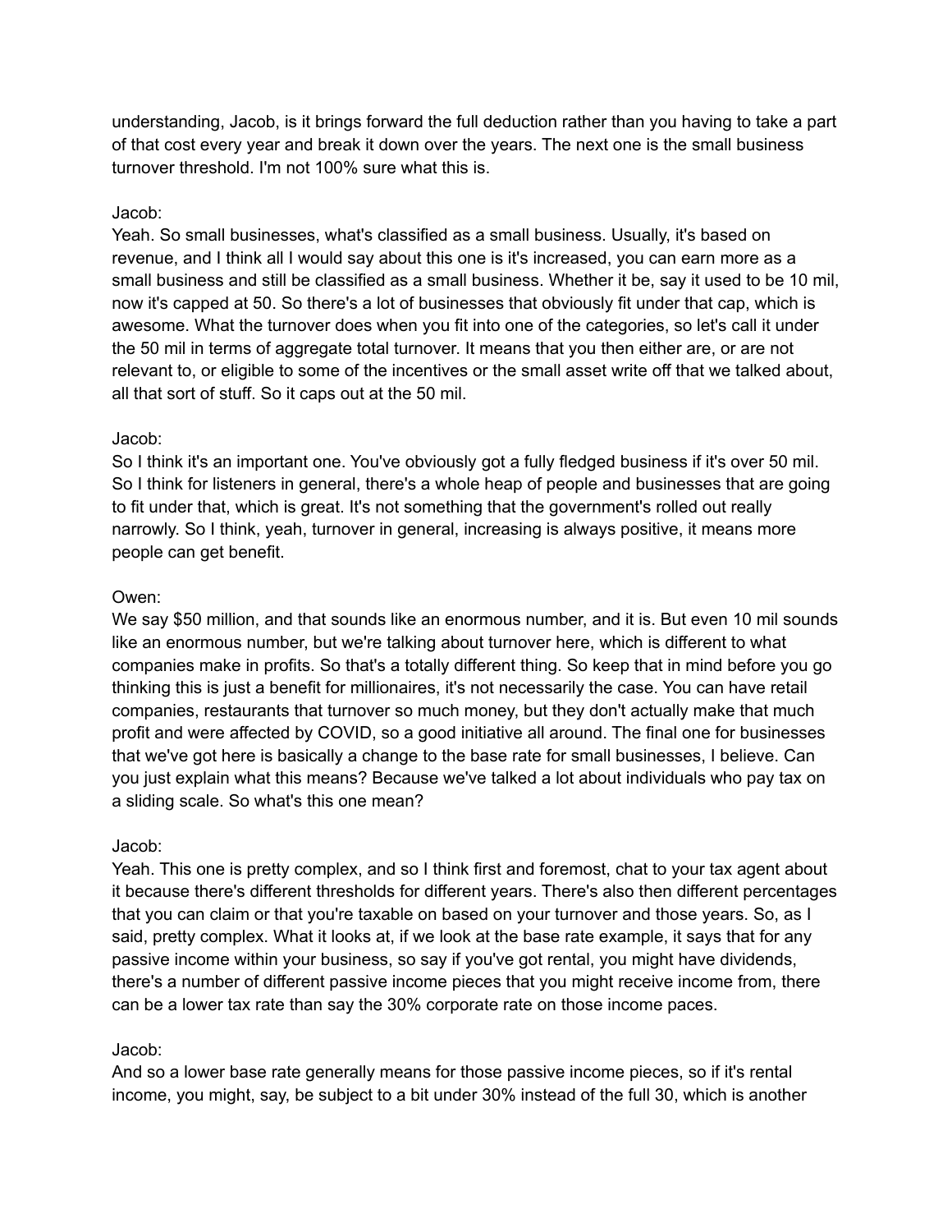understanding, Jacob, is it brings forward the full deduction rather than you having to take a part of that cost every year and break it down over the years. The next one is the small business turnover threshold. I'm not 100% sure what this is.

Jacob:
Yeah. So small businesses, what's classified as a small business. Usually, it's based on revenue, and I think all I would say about this one is it's increased, you can earn more as a small business and still be classified as a small business. Whether it be, say it used to be 10 mil, now it's capped at 50. So there's a lot of businesses that obviously fit under that cap, which is awesome. What the turnover does when you fit into one of the categories, so let's call it under the 50 mil in terms of aggregate total turnover. It means that you then either are, or are not relevant to, or eligible to some of the incentives or the small asset write off that we talked about, all that sort of stuff. So it caps out at the 50 mil.

Jacob:
So I think it's an important one. You've obviously got a fully fledged business if it's over 50 mil. So I think for listeners in general, there's a whole heap of people and businesses that are going to fit under that, which is great. It's not something that the government's rolled out really narrowly. So I think, yeah, turnover in general, increasing is always positive, it means more people can get benefit.

Owen:
We say $50 million, and that sounds like an enormous number, and it is. But even 10 mil sounds like an enormous number, but we're talking about turnover here, which is different to what companies make in profits. So that's a totally different thing. So keep that in mind before you go thinking this is just a benefit for millionaires, it's not necessarily the case. You can have retail companies, restaurants that turnover so much money, but they don't actually make that much profit and were affected by COVID, so a good initiative all around. The final one for businesses that we've got here is basically a change to the base rate for small businesses, I believe. Can you just explain what this means? Because we've talked a lot about individuals who pay tax on a sliding scale. So what's this one mean?

Jacob:
Yeah. This one is pretty complex, and so I think first and foremost, chat to your tax agent about it because there's different thresholds for different years. There's also then different percentages that you can claim or that you're taxable on based on your turnover and those years. So, as I said, pretty complex. What it looks at, if we look at the base rate example, it says that for any passive income within your business, so say if you've got rental, you might have dividends, there's a number of different passive income pieces that you might receive income from, there can be a lower tax rate than say the 30% corporate rate on those income paces.

Jacob:
And so a lower base rate generally means for those passive income pieces, so if it's rental income, you might, say, be subject to a bit under 30% instead of the full 30, which is another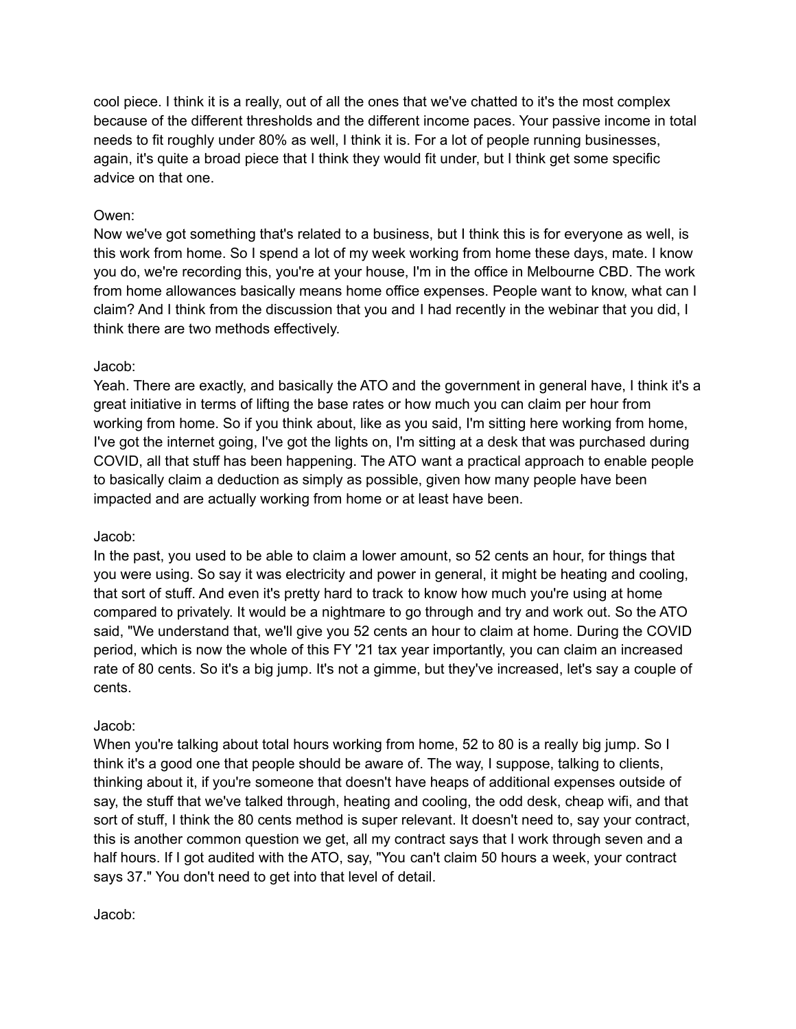cool piece. I think it is a really, out of all the ones that we've chatted to it's the most complex because of the different thresholds and the different income paces. Your passive income in total needs to fit roughly under 80% as well, I think it is. For a lot of people running businesses, again, it's quite a broad piece that I think they would fit under, but I think get some specific advice on that one.

Owen:
Now we've got something that's related to a business, but I think this is for everyone as well, is this work from home. So I spend a lot of my week working from home these days, mate. I know you do, we're recording this, you're at your house, I'm in the office in Melbourne CBD. The work from home allowances basically means home office expenses. People want to know, what can I claim? And I think from the discussion that you and I had recently in the webinar that you did, I think there are two methods effectively.

Jacob:
Yeah. There are exactly, and basically the ATO and the government in general have, I think it's a great initiative in terms of lifting the base rates or how much you can claim per hour from working from home. So if you think about, like as you said, I'm sitting here working from home, I've got the internet going, I've got the lights on, I'm sitting at a desk that was purchased during COVID, all that stuff has been happening. The ATO want a practical approach to enable people to basically claim a deduction as simply as possible, given how many people have been impacted and are actually working from home or at least have been.

Jacob:
In the past, you used to be able to claim a lower amount, so 52 cents an hour, for things that you were using. So say it was electricity and power in general, it might be heating and cooling, that sort of stuff. And even it's pretty hard to track to know how much you're using at home compared to privately. It would be a nightmare to go through and try and work out. So the ATO said, "We understand that, we'll give you 52 cents an hour to claim at home. During the COVID period, which is now the whole of this FY '21 tax year importantly, you can claim an increased rate of 80 cents. So it's a big jump. It's not a gimme, but they've increased, let's say a couple of cents.

Jacob:
When you're talking about total hours working from home, 52 to 80 is a really big jump. So I think it's a good one that people should be aware of. The way, I suppose, talking to clients, thinking about it, if you're someone that doesn't have heaps of additional expenses outside of say, the stuff that we've talked through, heating and cooling, the odd desk, cheap wifi, and that sort of stuff, I think the 80 cents method is super relevant. It doesn't need to, say your contract, this is another common question we get, all my contract says that I work through seven and a half hours. If I got audited with the ATO, say, "You can't claim 50 hours a week, your contract says 37." You don't need to get into that level of detail.

Jacob: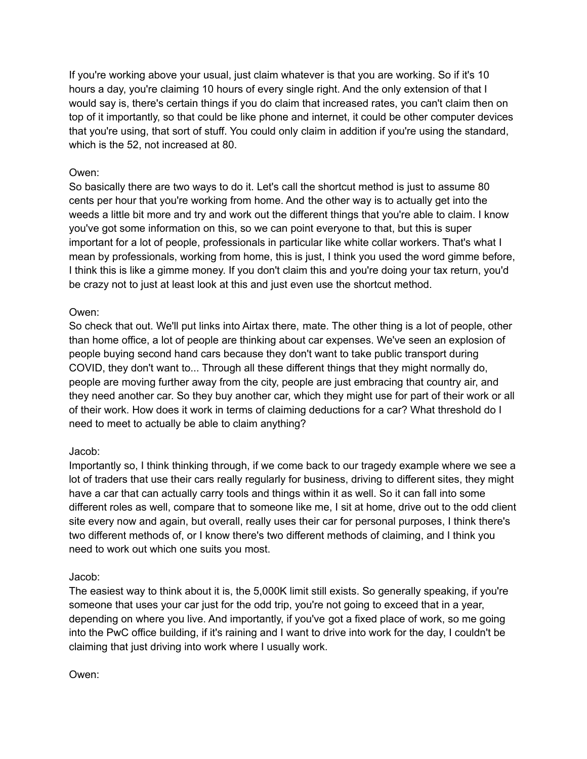If you're working above your usual, just claim whatever is that you are working. So if it's 10 hours a day, you're claiming 10 hours of every single right. And the only extension of that I would say is, there's certain things if you do claim that increased rates, you can't claim then on top of it importantly, so that could be like phone and internet, it could be other computer devices that you're using, that sort of stuff. You could only claim in addition if you're using the standard, which is the 52, not increased at 80.

Owen:
So basically there are two ways to do it. Let's call the shortcut method is just to assume 80 cents per hour that you're working from home. And the other way is to actually get into the weeds a little bit more and try and work out the different things that you're able to claim. I know you've got some information on this, so we can point everyone to that, but this is super important for a lot of people, professionals in particular like white collar workers. That's what I mean by professionals, working from home, this is just, I think you used the word gimme before, I think this is like a gimme money. If you don't claim this and you're doing your tax return, you'd be crazy not to just at least look at this and just even use the shortcut method.

Owen:
So check that out. We'll put links into Airtax there, mate. The other thing is a lot of people, other than home office, a lot of people are thinking about car expenses. We've seen an explosion of people buying second hand cars because they don't want to take public transport during COVID, they don't want to... Through all these different things that they might normally do, people are moving further away from the city, people are just embracing that country air, and they need another car. So they buy another car, which they might use for part of their work or all of their work. How does it work in terms of claiming deductions for a car? What threshold do I need to meet to actually be able to claim anything?

Jacob:
Importantly so, I think thinking through, if we come back to our tragedy example where we see a lot of traders that use their cars really regularly for business, driving to different sites, they might have a car that can actually carry tools and things within it as well. So it can fall into some different roles as well, compare that to someone like me, I sit at home, drive out to the odd client site every now and again, but overall, really uses their car for personal purposes, I think there's two different methods of, or I know there's two different methods of claiming, and I think you need to work out which one suits you most.

Jacob:
The easiest way to think about it is, the 5,000K limit still exists. So generally speaking, if you're someone that uses your car just for the odd trip, you're not going to exceed that in a year, depending on where you live. And importantly, if you've got a fixed place of work, so me going into the PwC office building, if it's raining and I want to drive into work for the day, I couldn't be claiming that just driving into work where I usually work.

Owen: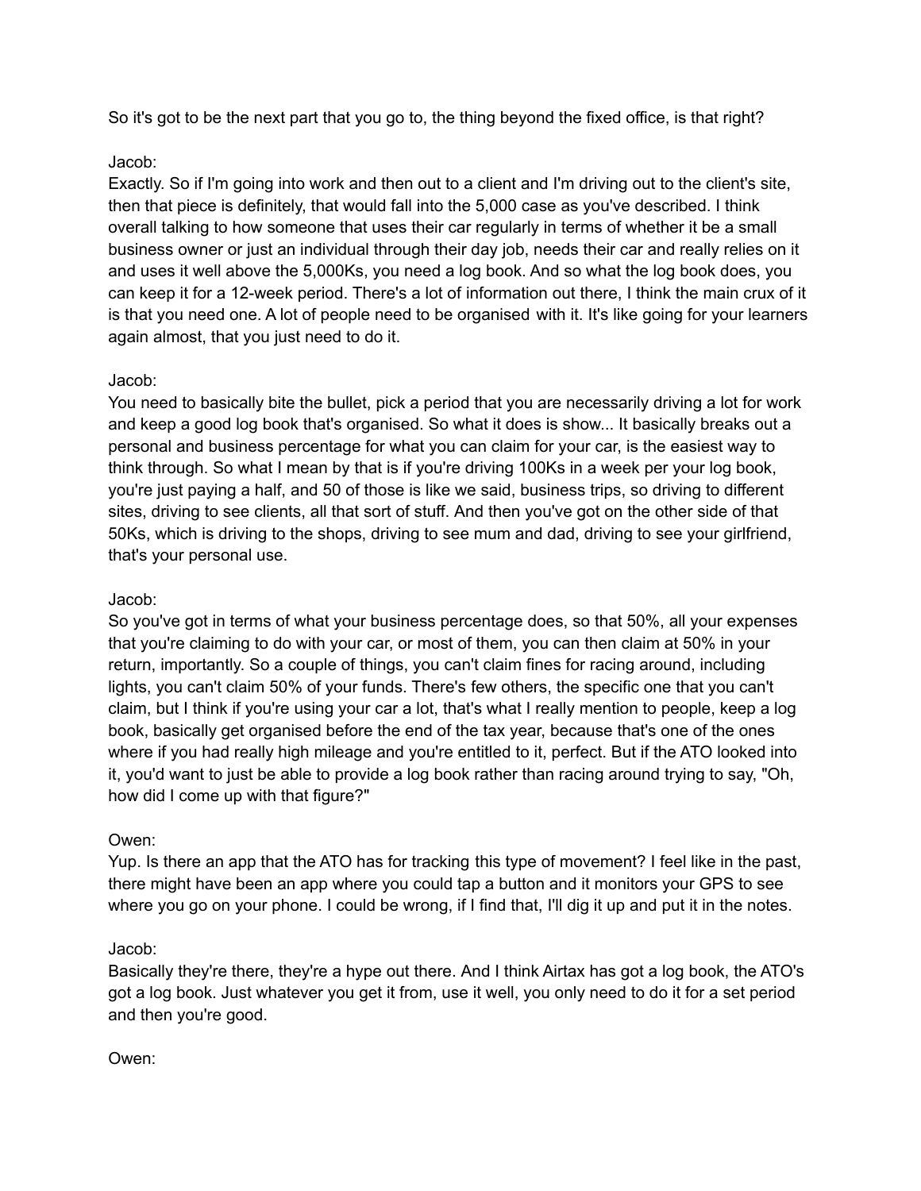So it's got to be the next part that you go to, the thing beyond the fixed office, is that right?

Jacob:
Exactly. So if I'm going into work and then out to a client and I'm driving out to the client's site, then that piece is definitely, that would fall into the 5,000 case as you've described. I think overall talking to how someone that uses their car regularly in terms of whether it be a small business owner or just an individual through their day job, needs their car and really relies on it and uses it well above the 5,000Ks, you need a log book. And so what the log book does, you can keep it for a 12-week period. There's a lot of information out there, I think the main crux of it is that you need one. A lot of people need to be organised with it. It's like going for your learners again almost, that you just need to do it.

Jacob:
You need to basically bite the bullet, pick a period that you are necessarily driving a lot for work and keep a good log book that's organised. So what it does is show... It basically breaks out a personal and business percentage for what you can claim for your car, is the easiest way to think through. So what I mean by that is if you're driving 100Ks in a week per your log book, you're just paying a half, and 50 of those is like we said, business trips, so driving to different sites, driving to see clients, all that sort of stuff. And then you've got on the other side of that 50Ks, which is driving to the shops, driving to see mum and dad, driving to see your girlfriend, that's your personal use.

Jacob:
So you've got in terms of what your business percentage does, so that 50%, all your expenses that you're claiming to do with your car, or most of them, you can then claim at 50% in your return, importantly. So a couple of things, you can't claim fines for racing around, including lights, you can't claim 50% of your funds. There's few others, the specific one that you can't claim, but I think if you're using your car a lot, that's what I really mention to people, keep a log book, basically get organised before the end of the tax year, because that's one of the ones where if you had really high mileage and you're entitled to it, perfect. But if the ATO looked into it, you'd want to just be able to provide a log book rather than racing around trying to say, "Oh, how did I come up with that figure?"

Owen:
Yup. Is there an app that the ATO has for tracking this type of movement? I feel like in the past, there might have been an app where you could tap a button and it monitors your GPS to see where you go on your phone. I could be wrong, if I find that, I'll dig it up and put it in the notes.

Jacob:
Basically they're there, they're a hype out there. And I think Airtax has got a log book, the ATO's got a log book. Just whatever you get it from, use it well, you only need to do it for a set period and then you're good.

Owen: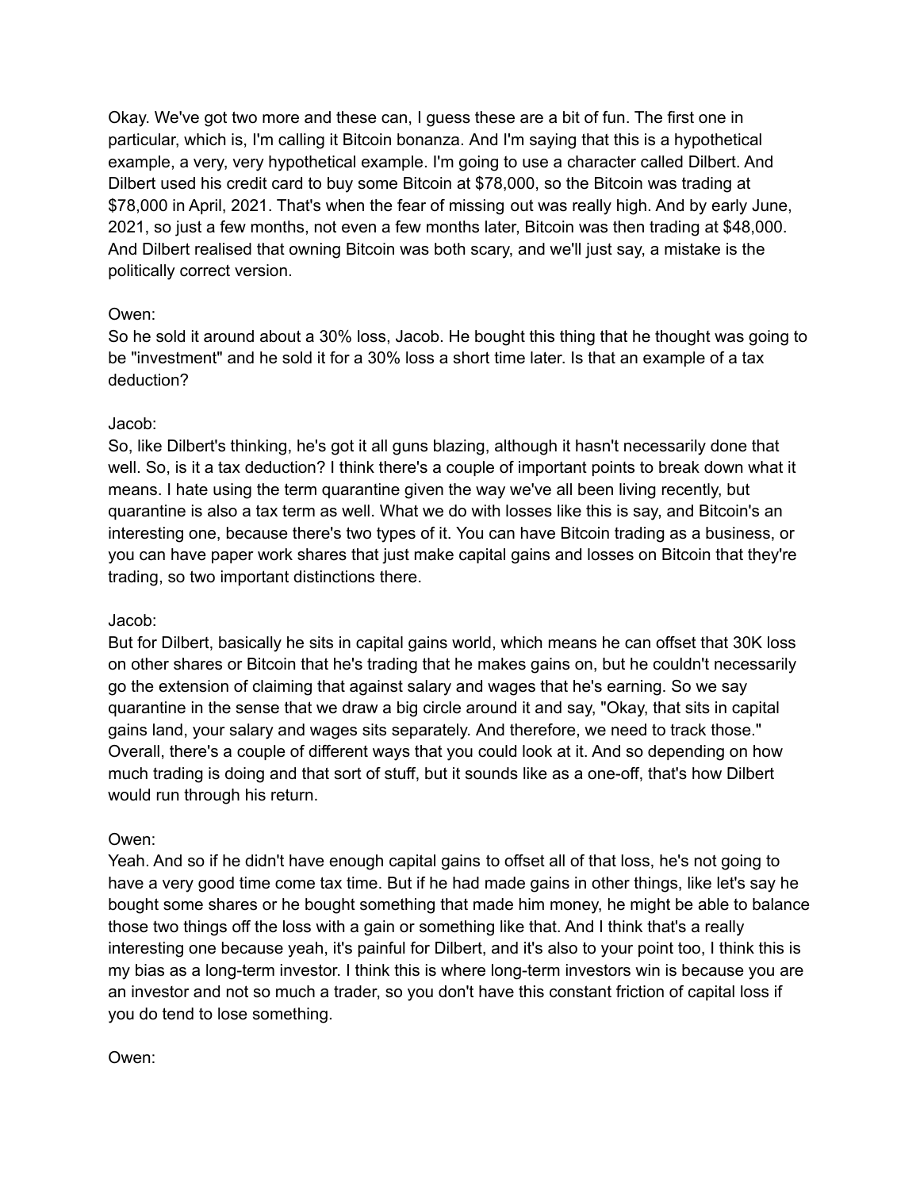Okay. We've got two more and these can, I guess these are a bit of fun. The first one in particular, which is, I'm calling it Bitcoin bonanza. And I'm saying that this is a hypothetical example, a very, very hypothetical example. I'm going to use a character called Dilbert. And Dilbert used his credit card to buy some Bitcoin at $78,000, so the Bitcoin was trading at $78,000 in April, 2021. That's when the fear of missing out was really high. And by early June, 2021, so just a few months, not even a few months later, Bitcoin was then trading at $48,000. And Dilbert realised that owning Bitcoin was both scary, and we'll just say, a mistake is the politically correct version.

Owen:
So he sold it around about a 30% loss, Jacob. He bought this thing that he thought was going to be "investment" and he sold it for a 30% loss a short time later. Is that an example of a tax deduction?

Jacob:
So, like Dilbert's thinking, he's got it all guns blazing, although it hasn't necessarily done that well. So, is it a tax deduction? I think there's a couple of important points to break down what it means. I hate using the term quarantine given the way we've all been living recently, but quarantine is also a tax term as well. What we do with losses like this is say, and Bitcoin's an interesting one, because there's two types of it. You can have Bitcoin trading as a business, or you can have paper work shares that just make capital gains and losses on Bitcoin that they're trading, so two important distinctions there.

Jacob:
But for Dilbert, basically he sits in capital gains world, which means he can offset that 30K loss on other shares or Bitcoin that he's trading that he makes gains on, but he couldn't necessarily go the extension of claiming that against salary and wages that he's earning. So we say quarantine in the sense that we draw a big circle around it and say, "Okay, that sits in capital gains land, your salary and wages sits separately. And therefore, we need to track those." Overall, there's a couple of different ways that you could look at it. And so depending on how much trading is doing and that sort of stuff, but it sounds like as a one-off, that's how Dilbert would run through his return.

Owen:
Yeah. And so if he didn't have enough capital gains to offset all of that loss, he's not going to have a very good time come tax time. But if he had made gains in other things, like let's say he bought some shares or he bought something that made him money, he might be able to balance those two things off the loss with a gain or something like that. And I think that's a really interesting one because yeah, it's painful for Dilbert, and it's also to your point too, I think this is my bias as a long-term investor. I think this is where long-term investors win is because you are an investor and not so much a trader, so you don't have this constant friction of capital loss if you do tend to lose something.

Owen: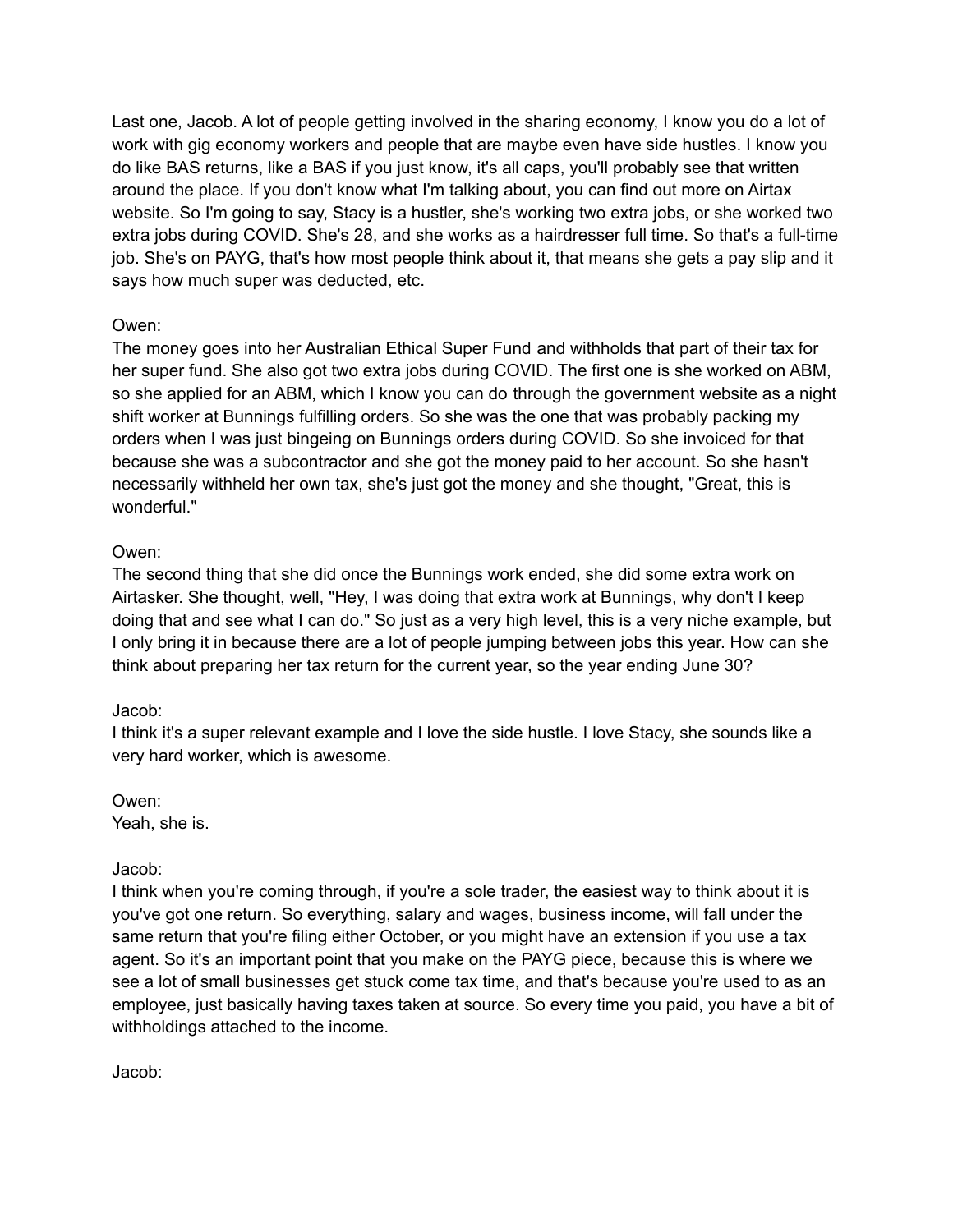Last one, Jacob. A lot of people getting involved in the sharing economy, I know you do a lot of work with gig economy workers and people that are maybe even have side hustles. I know you do like BAS returns, like a BAS if you just know, it's all caps, you'll probably see that written around the place. If you don't know what I'm talking about, you can find out more on Airtax website. So I'm going to say, Stacy is a hustler, she's working two extra jobs, or she worked two extra jobs during COVID. She's 28, and she works as a hairdresser full time. So that's a full-time job. She's on PAYG, that's how most people think about it, that means she gets a pay slip and it says how much super was deducted, etc.

Owen:
The money goes into her Australian Ethical Super Fund and withholds that part of their tax for her super fund. She also got two extra jobs during COVID. The first one is she worked on ABM, so she applied for an ABM, which I know you can do through the government website as a night shift worker at Bunnings fulfilling orders. So she was the one that was probably packing my orders when I was just bingeing on Bunnings orders during COVID. So she invoiced for that because she was a subcontractor and she got the money paid to her account. So she hasn't necessarily withheld her own tax, she's just got the money and she thought, "Great, this is wonderful."

Owen:
The second thing that she did once the Bunnings work ended, she did some extra work on Airtasker. She thought, well, "Hey, I was doing that extra work at Bunnings, why don't I keep doing that and see what I can do." So just as a very high level, this is a very niche example, but I only bring it in because there are a lot of people jumping between jobs this year. How can she think about preparing her tax return for the current year, so the year ending June 30?

Jacob:
I think it's a super relevant example and I love the side hustle. I love Stacy, she sounds like a very hard worker, which is awesome.

Owen:
Yeah, she is.

Jacob:
I think when you're coming through, if you're a sole trader, the easiest way to think about it is you've got one return. So everything, salary and wages, business income, will fall under the same return that you're filing either October, or you might have an extension if you use a tax agent. So it's an important point that you make on the PAYG piece, because this is where we see a lot of small businesses get stuck come tax time, and that's because you're used to as an employee, just basically having taxes taken at source. So every time you paid, you have a bit of withholdings attached to the income.

Jacob: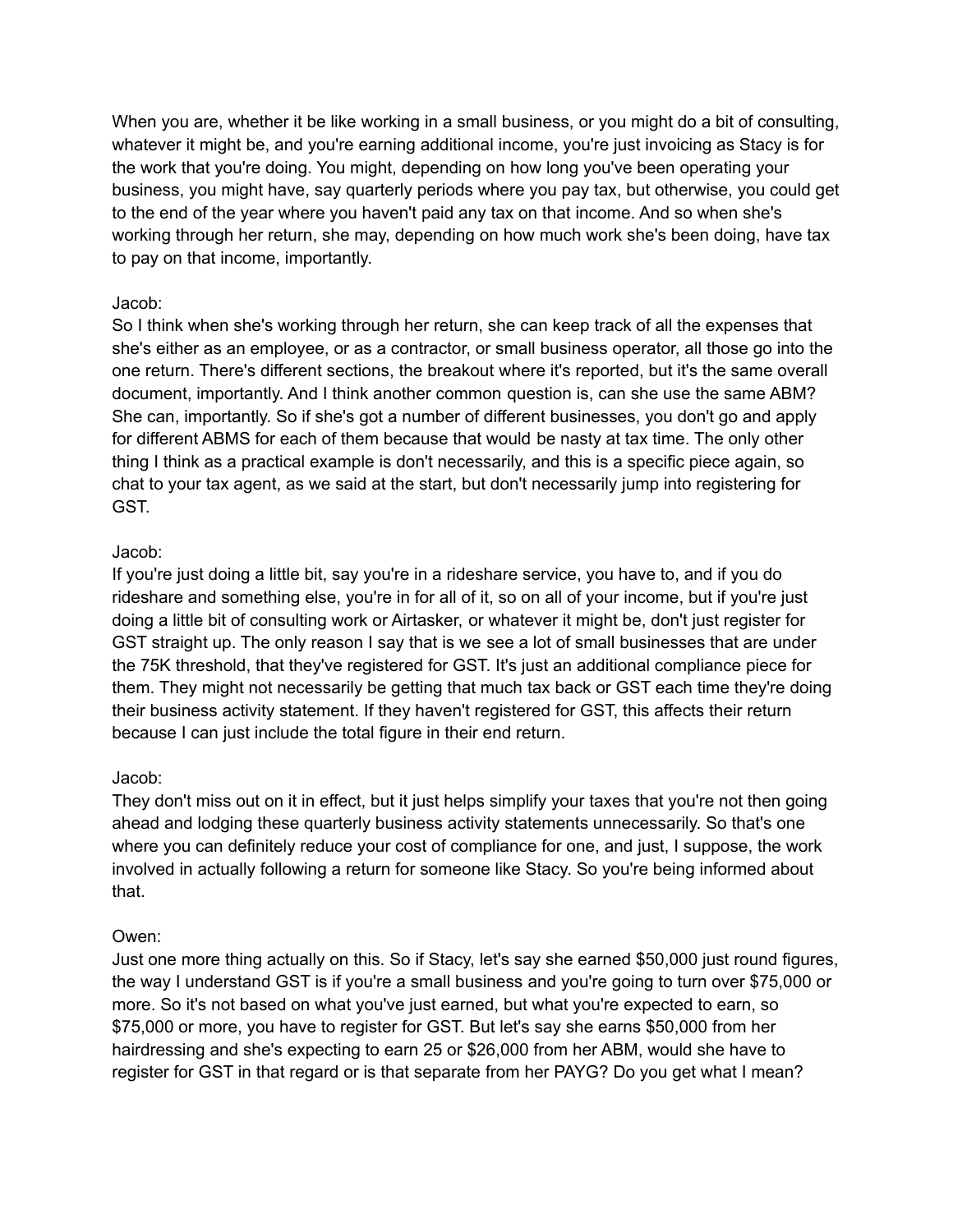When you are, whether it be like working in a small business, or you might do a bit of consulting, whatever it might be, and you're earning additional income, you're just invoicing as Stacy is for the work that you're doing. You might, depending on how long you've been operating your business, you might have, say quarterly periods where you pay tax, but otherwise, you could get to the end of the year where you haven't paid any tax on that income. And so when she's working through her return, she may, depending on how much work she's been doing, have tax to pay on that income, importantly.

Jacob:
So I think when she's working through her return, she can keep track of all the expenses that she's either as an employee, or as a contractor, or small business operator, all those go into the one return. There's different sections, the breakout where it's reported, but it's the same overall document, importantly. And I think another common question is, can she use the same ABM? She can, importantly. So if she's got a number of different businesses, you don't go and apply for different ABMS for each of them because that would be nasty at tax time. The only other thing I think as a practical example is don't necessarily, and this is a specific piece again, so chat to your tax agent, as we said at the start, but don't necessarily jump into registering for GST.

Jacob:
If you're just doing a little bit, say you're in a rideshare service, you have to, and if you do rideshare and something else, you're in for all of it, so on all of your income, but if you're just doing a little bit of consulting work or Airtasker, or whatever it might be, don't just register for GST straight up. The only reason I say that is we see a lot of small businesses that are under the 75K threshold, that they've registered for GST. It's just an additional compliance piece for them. They might not necessarily be getting that much tax back or GST each time they're doing their business activity statement. If they haven't registered for GST, this affects their return because I can just include the total figure in their end return.

Jacob:
They don't miss out on it in effect, but it just helps simplify your taxes that you're not then going ahead and lodging these quarterly business activity statements unnecessarily. So that's one where you can definitely reduce your cost of compliance for one, and just, I suppose, the work involved in actually following a return for someone like Stacy. So you're being informed about that.

Owen:
Just one more thing actually on this. So if Stacy, let's say she earned $50,000 just round figures, the way I understand GST is if you're a small business and you're going to turn over $75,000 or more. So it's not based on what you've just earned, but what you're expected to earn, so $75,000 or more, you have to register for GST. But let's say she earns $50,000 from her hairdressing and she's expecting to earn 25 or $26,000 from her ABM, would she have to register for GST in that regard or is that separate from her PAYG? Do you get what I mean?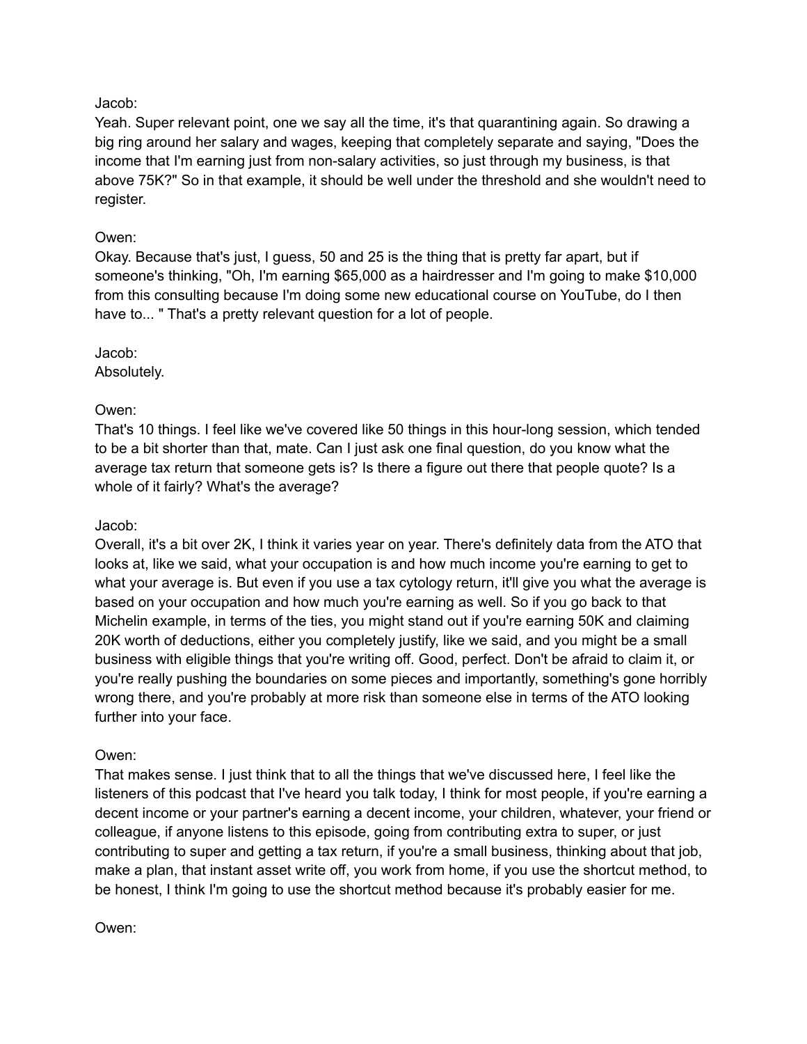Jacob:

Yeah. Super relevant point, one we say all the time, it's that quarantining again. So drawing a big ring around her salary and wages, keeping that completely separate and saying, "Does the income that I'm earning just from non-salary activities, so just through my business, is that above 75K?" So in that example, it should be well under the threshold and she wouldn't need to register.

Owen:

Okay. Because that's just, I guess, 50 and 25 is the thing that is pretty far apart, but if someone's thinking, "Oh, I'm earning $65,000 as a hairdresser and I'm going to make $10,000 from this consulting because I'm doing some new educational course on YouTube, do I then have to... " That's a pretty relevant question for a lot of people.

Jacob:

Absolutely.

Owen:

That's 10 things. I feel like we've covered like 50 things in this hour-long session, which tended to be a bit shorter than that, mate. Can I just ask one final question, do you know what the average tax return that someone gets is? Is there a figure out there that people quote? Is a whole of it fairly? What's the average?

Jacob:

Overall, it's a bit over 2K, I think it varies year on year. There's definitely data from the ATO that looks at, like we said, what your occupation is and how much income you're earning to get to what your average is. But even if you use a tax cytology return, it'll give you what the average is based on your occupation and how much you're earning as well. So if you go back to that Michelin example, in terms of the ties, you might stand out if you're earning 50K and claiming 20K worth of deductions, either you completely justify, like we said, and you might be a small business with eligible things that you're writing off. Good, perfect. Don't be afraid to claim it, or you're really pushing the boundaries on some pieces and importantly, something's gone horribly wrong there, and you're probably at more risk than someone else in terms of the ATO looking further into your face.

Owen:

That makes sense. I just think that to all the things that we've discussed here, I feel like the listeners of this podcast that I've heard you talk today, I think for most people, if you're earning a decent income or your partner's earning a decent income, your children, whatever, your friend or colleague, if anyone listens to this episode, going from contributing extra to super, or just contributing to super and getting a tax return, if you're a small business, thinking about that job, make a plan, that instant asset write off, you work from home, if you use the shortcut method, to be honest, I think I'm going to use the shortcut method because it's probably easier for me.

Owen: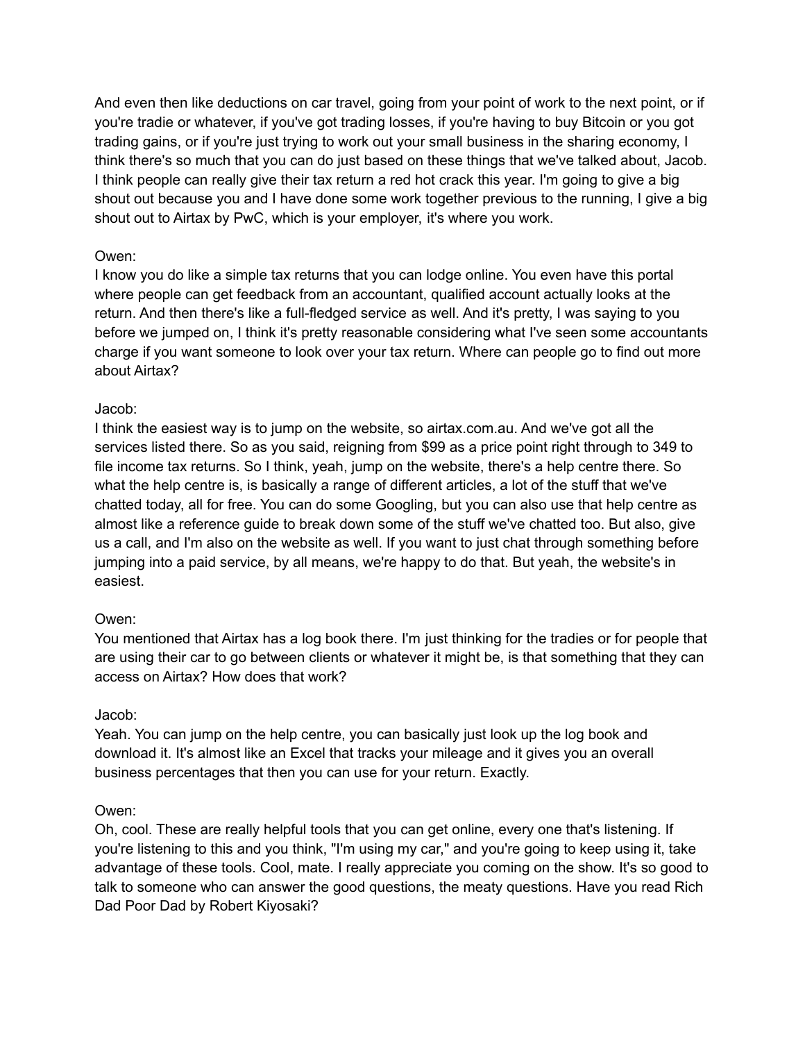And even then like deductions on car travel, going from your point of work to the next point, or if you're tradie or whatever, if you've got trading losses, if you're having to buy Bitcoin or you got trading gains, or if you're just trying to work out your small business in the sharing economy, I think there's so much that you can do just based on these things that we've talked about, Jacob. I think people can really give their tax return a red hot crack this year. I'm going to give a big shout out because you and I have done some work together previous to the running, I give a big shout out to Airtax by PwC, which is your employer, it's where you work.

Owen:
I know you do like a simple tax returns that you can lodge online. You even have this portal where people can get feedback from an accountant, qualified account actually looks at the return. And then there's like a full-fledged service as well. And it's pretty, I was saying to you before we jumped on, I think it's pretty reasonable considering what I've seen some accountants charge if you want someone to look over your tax return. Where can people go to find out more about Airtax?

Jacob:
I think the easiest way is to jump on the website, so airtax.com.au. And we've got all the services listed there. So as you said, reigning from $99 as a price point right through to 349 to file income tax returns. So I think, yeah, jump on the website, there's a help centre there. So what the help centre is, is basically a range of different articles, a lot of the stuff that we've chatted today, all for free. You can do some Googling, but you can also use that help centre as almost like a reference guide to break down some of the stuff we've chatted too. But also, give us a call, and I'm also on the website as well. If you want to just chat through something before jumping into a paid service, by all means, we're happy to do that. But yeah, the website's in easiest.

Owen:
You mentioned that Airtax has a log book there. I'm just thinking for the tradies or for people that are using their car to go between clients or whatever it might be, is that something that they can access on Airtax? How does that work?

Jacob:
Yeah. You can jump on the help centre, you can basically just look up the log book and download it. It's almost like an Excel that tracks your mileage and it gives you an overall business percentages that then you can use for your return. Exactly.

Owen:
Oh, cool. These are really helpful tools that you can get online, every one that's listening. If you're listening to this and you think, "I'm using my car," and you're going to keep using it, take advantage of these tools. Cool, mate. I really appreciate you coming on the show. It's so good to talk to someone who can answer the good questions, the meaty questions. Have you read Rich Dad Poor Dad by Robert Kiyosaki?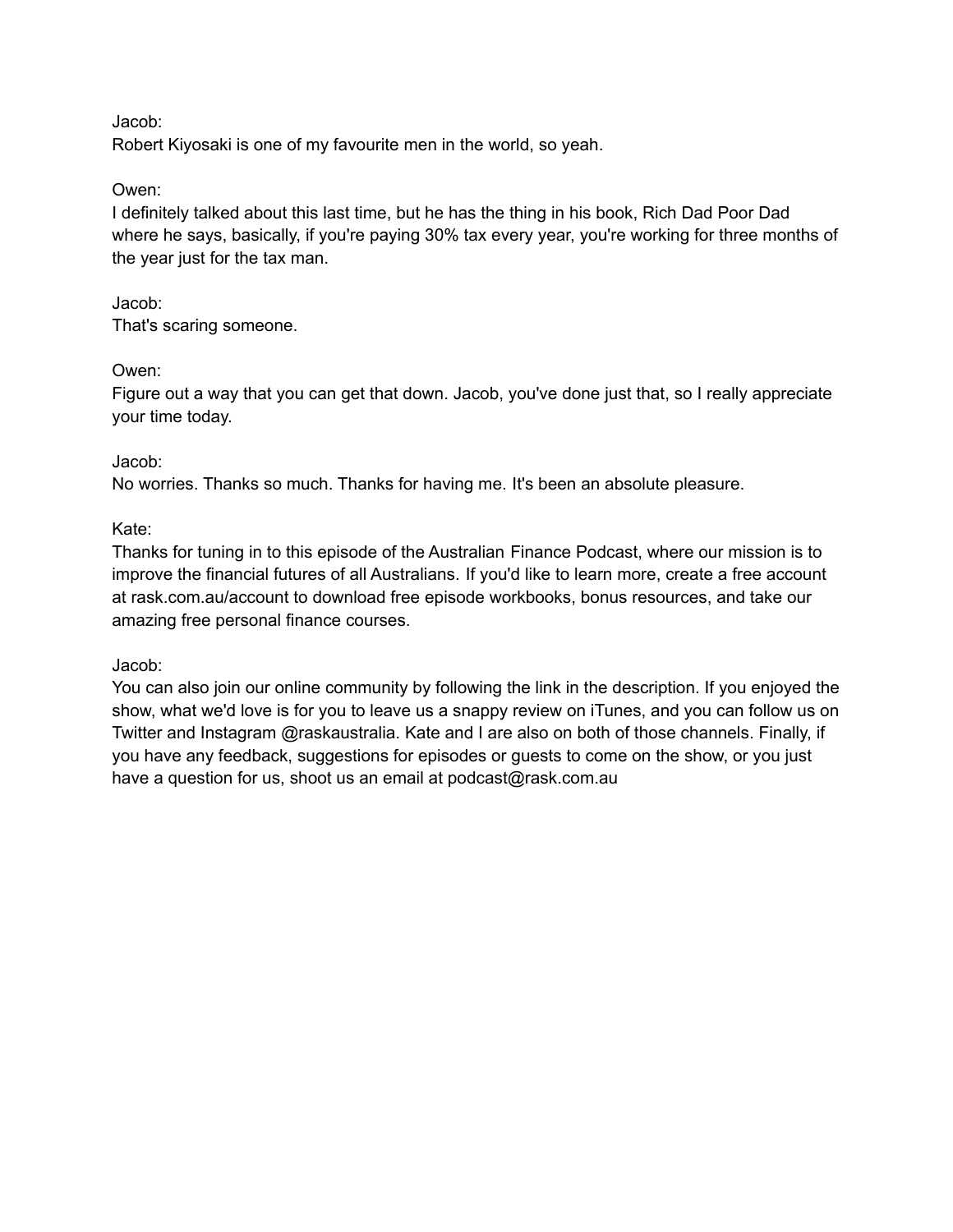Jacob:
Robert Kiyosaki is one of my favourite men in the world, so yeah.

Owen:
I definitely talked about this last time, but he has the thing in his book, Rich Dad Poor Dad where he says, basically, if you're paying 30% tax every year, you're working for three months of the year just for the tax man.

Jacob:
That's scaring someone.

Owen:
Figure out a way that you can get that down. Jacob, you've done just that, so I really appreciate your time today.

Jacob:
No worries. Thanks so much. Thanks for having me. It's been an absolute pleasure.

Kate:
Thanks for tuning in to this episode of the Australian Finance Podcast, where our mission is to improve the financial futures of all Australians. If you'd like to learn more, create a free account at rask.com.au/account to download free episode workbooks, bonus resources, and take our amazing free personal finance courses.

Jacob:
You can also join our online community by following the link in the description. If you enjoyed the show, what we'd love is for you to leave us a snappy review on iTunes, and you can follow us on Twitter and Instagram @raskaustralia. Kate and I are also on both of those channels. Finally, if you have any feedback, suggestions for episodes or guests to come on the show, or you just have a question for us, shoot us an email at podcast@rask.com.au